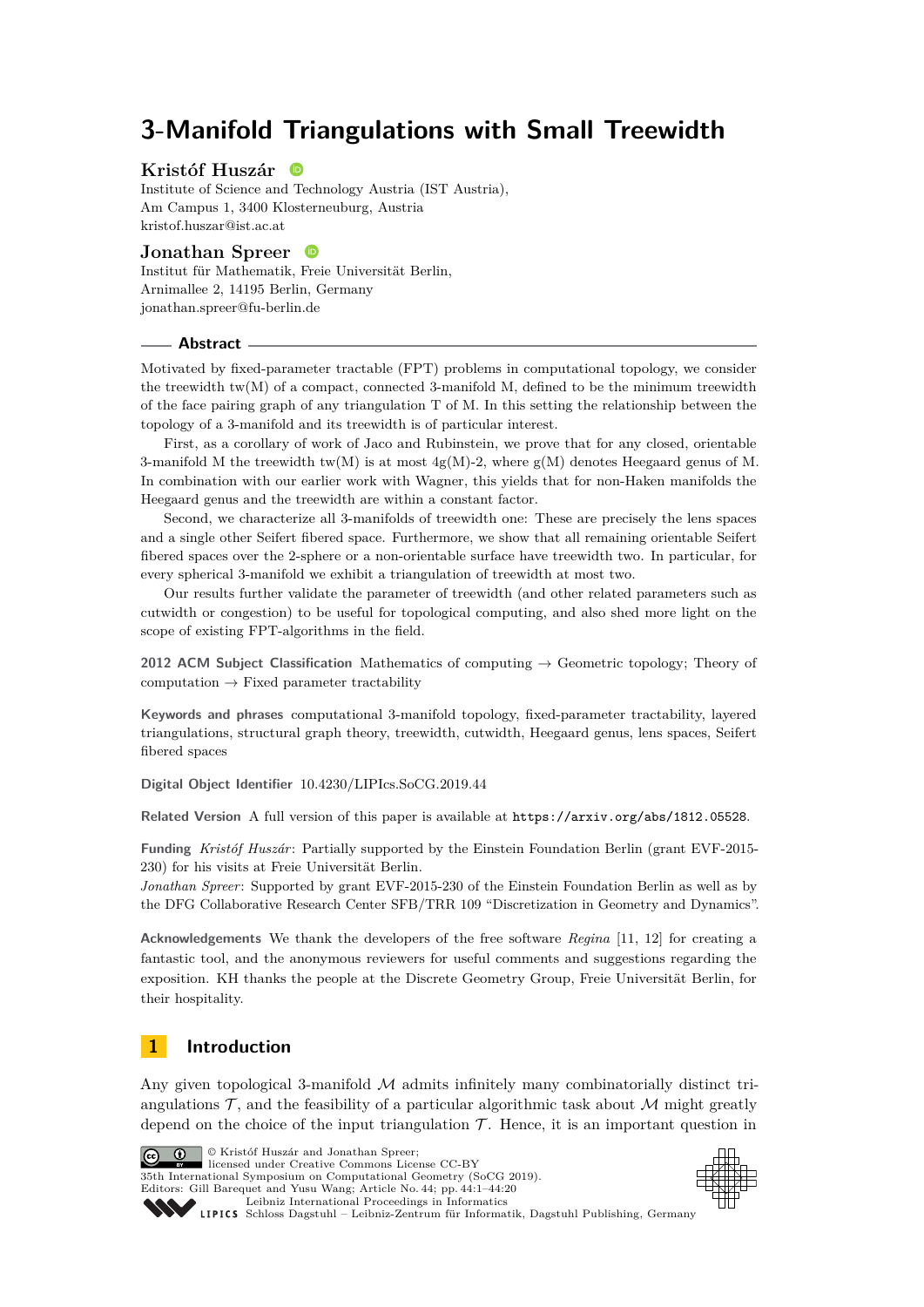# 3-Manifold Triangulations with Small Treewidth

**Kristóf Huszár**

Institute of Science and Technology Austria (IST Austria),
Am Campus 1, 3400 Klosterneuburg, Austria
kristof.huszar@ist.ac.at

**Jonathan Spreer**

Institut für Mathematik, Freie Universität Berlin,
Arnimallee 2, 14195 Berlin, Germany
jonathan.spreer@fu-berlin.de

## Abstract

Motivated by fixed-parameter tractable (FPT) problems in computational topology, we consider the treewidth tw(M) of a compact, connected 3-manifold M, defined to be the minimum treewidth of the face pairing graph of any triangulation T of M. In this setting the relationship between the topology of a 3-manifold and its treewidth is of particular interest.

First, as a corollary of work of Jaco and Rubinstein, we prove that for any closed, orientable 3-manifold M the treewidth tw(M) is at most 4g(M)-2, where g(M) denotes Heegaard genus of M. In combination with our earlier work with Wagner, this yields that for non-Haken manifolds the Heegaard genus and the treewidth are within a constant factor.

Second, we characterize all 3-manifolds of treewidth one: These are precisely the lens spaces and a single other Seifert fibered space. Furthermore, we show that all remaining orientable Seifert fibered spaces over the 2-sphere or a non-orientable surface have treewidth two. In particular, for every spherical 3-manifold we exhibit a triangulation of treewidth at most two.

Our results further validate the parameter of treewidth (and other related parameters such as cutwidth or congestion) to be useful for topological computing, and also shed more light on the scope of existing FPT-algorithms in the field.

**2012 ACM Subject Classification** Mathematics of computing → Geometric topology; Theory of computation → Fixed parameter tractability

**Keywords and phrases** computational 3-manifold topology, fixed-parameter tractability, layered triangulations, structural graph theory, treewidth, cutwidth, Heegaard genus, lens spaces, Seifert fibered spaces

**Digital Object Identifier** 10.4230/LIPIcs.SoCG.2019.44

**Related Version** A full version of this paper is available at https://arxiv.org/abs/1812.05528.

**Funding** *Kristóf Huszár*: Partially supported by the Einstein Foundation Berlin (grant EVF-2015-230) for his visits at Freie Universität Berlin.
*Jonathan Spreer*: Supported by grant EVF-2015-230 of the Einstein Foundation Berlin as well as by the DFG Collaborative Research Center SFB/TRR 109 "Discretization in Geometry and Dynamics".

**Acknowledgements** We thank the developers of the free software *Regina* [11, 12] for creating a fantastic tool, and the anonymous reviewers for useful comments and suggestions regarding the exposition. KH thanks the people at the Discrete Geometry Group, Freie Universität Berlin, for their hospitality.

## 1 Introduction

Any given topological 3-manifold $\mathcal{M}$ admits infinitely many combinatorially distinct triangulations $\mathcal{T}$, and the feasibility of a particular algorithmic task about $\mathcal{M}$ might greatly depend on the choice of the input triangulation $\mathcal{T}$. Hence, it is an important question in

© Kristóf Huszár and Jonathan Spreer;
licensed under Creative Commons License CC-BY
35th International Symposium on Computational Geometry (SoCG 2019).
Editors: Gill Barequet and Yusu Wang; Article No. 44; pp. 44:1–44:20
Leibniz International Proceedings in Informatics
Schloss Dagstuhl – Leibniz-Zentrum für Informatik, Dagstuhl Publishing, Germany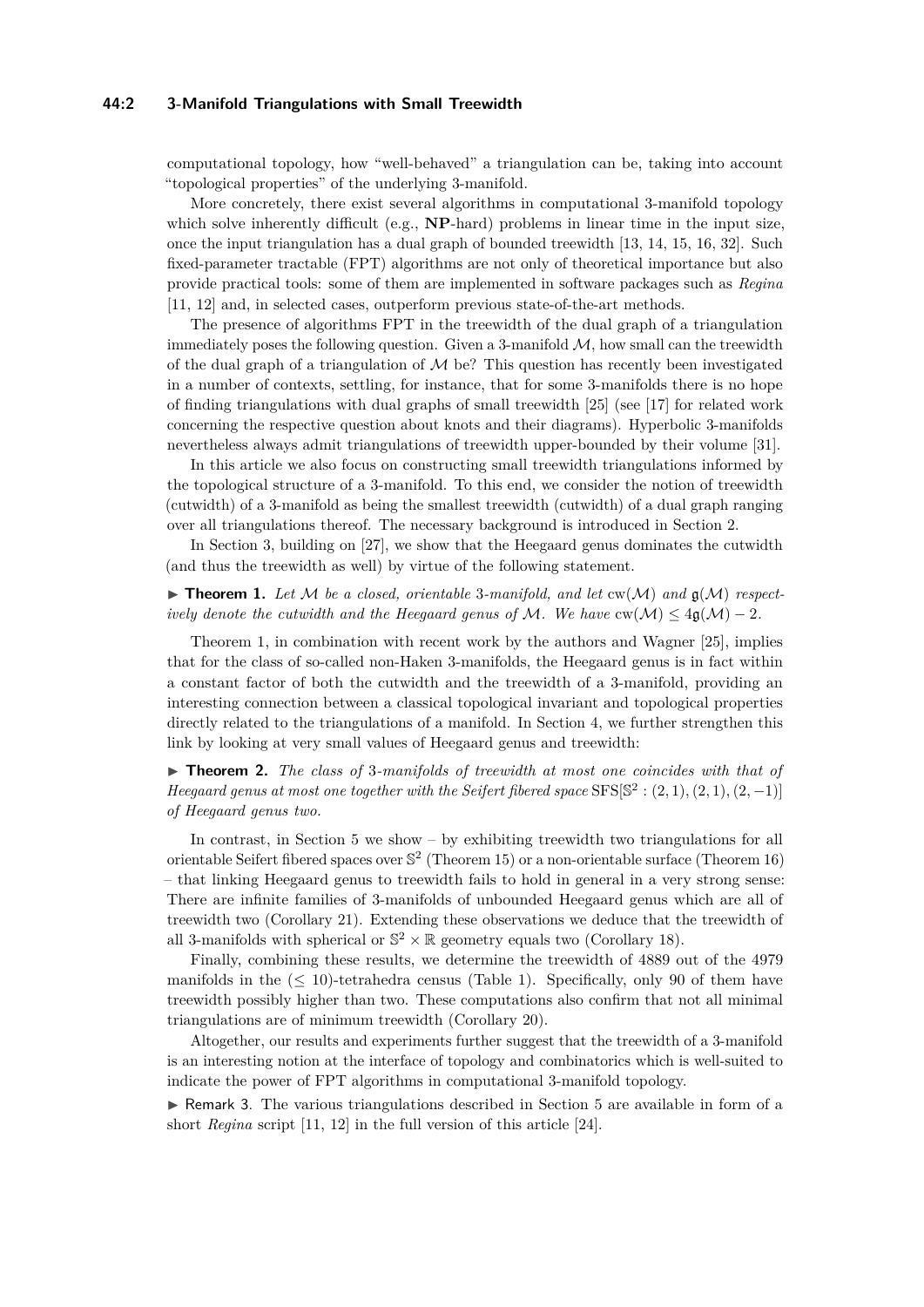computational topology, how "well-behaved" a triangulation can be, taking into account "topological properties" of the underlying 3-manifold.

More concretely, there exist several algorithms in computational 3-manifold topology which solve inherently difficult (e.g., **NP**-hard) problems in linear time in the input size, once the input triangulation has a dual graph of bounded treewidth [13, 14, 15, 16, 32]. Such fixed-parameter tractable (FPT) algorithms are not only of theoretical importance but also provide practical tools: some of them are implemented in software packages such as *Regina* [11, 12] and, in selected cases, outperform previous state-of-the-art methods.

The presence of algorithms FPT in the treewidth of the dual graph of a triangulation immediately poses the following question. Given a 3-manifold $\mathcal{M}$, how small can the treewidth of the dual graph of a triangulation of $\mathcal{M}$ be? This question has recently been investigated in a number of contexts, settling, for instance, that for some 3-manifolds there is no hope of finding triangulations with dual graphs of small treewidth [25] (see [17] for related work concerning the respective question about knots and their diagrams). Hyperbolic 3-manifolds nevertheless always admit triangulations of treewidth upper-bounded by their volume [31].

In this article we also focus on constructing small treewidth triangulations informed by the topological structure of a 3-manifold. To this end, we consider the notion of treewidth (cutwidth) of a 3-manifold as being the smallest treewidth (cutwidth) of a dual graph ranging over all triangulations thereof. The necessary background is introduced in Section 2.

In Section 3, building on [27], we show that the Heegaard genus dominates the cutwidth (and thus the treewidth as well) by virtue of the following statement.

▶ **Theorem 1.** *Let $\mathcal{M}$ be a closed, orientable 3-manifold, and let $\mathrm{cw}(\mathcal{M})$ and $\mathfrak{g}(\mathcal{M})$ respectively denote the cutwidth and the Heegaard genus of $\mathcal{M}$. We have $\mathrm{cw}(\mathcal{M}) \leq 4\mathfrak{g}(\mathcal{M}) - 2$.*

Theorem 1, in combination with recent work by the authors and Wagner [25], implies that for the class of so-called non-Haken 3-manifolds, the Heegaard genus is in fact within a constant factor of both the cutwidth and the treewidth of a 3-manifold, providing an interesting connection between a classical topological invariant and topological properties directly related to the triangulations of a manifold. In Section 4, we further strengthen this link by looking at very small values of Heegaard genus and treewidth:

▶ **Theorem 2.** *The class of 3-manifolds of treewidth at most one coincides with that of Heegaard genus at most one together with the Seifert fibered space $\mathrm{SFS}[\mathbb{S}^2 : (2,1),(2,1),(2,-1)]$ of Heegaard genus two.*

In contrast, in Section 5 we show – by exhibiting treewidth two triangulations for all orientable Seifert fibered spaces over $\mathbb{S}^2$ (Theorem 15) or a non-orientable surface (Theorem 16) – that linking Heegaard genus to treewidth fails to hold in general in a very strong sense: There are infinite families of 3-manifolds of unbounded Heegaard genus which are all of treewidth two (Corollary 21). Extending these observations we deduce that the treewidth of all 3-manifolds with spherical or $\mathbb{S}^2 \times \mathbb{R}$ geometry equals two (Corollary 18).

Finally, combining these results, we determine the treewidth of 4889 out of the 4979 manifolds in the ($\leq 10$)-tetrahedra census (Table 1). Specifically, only 90 of them have treewidth possibly higher than two. These computations also confirm that not all minimal triangulations are of minimum treewidth (Corollary 20).

Altogether, our results and experiments further suggest that the treewidth of a 3-manifold is an interesting notion at the interface of topology and combinatorics which is well-suited to indicate the power of FPT algorithms in computational 3-manifold topology.

▶ Remark 3. The various triangulations described in Section 5 are available in form of a short *Regina* script [11, 12] in the full version of this article [24].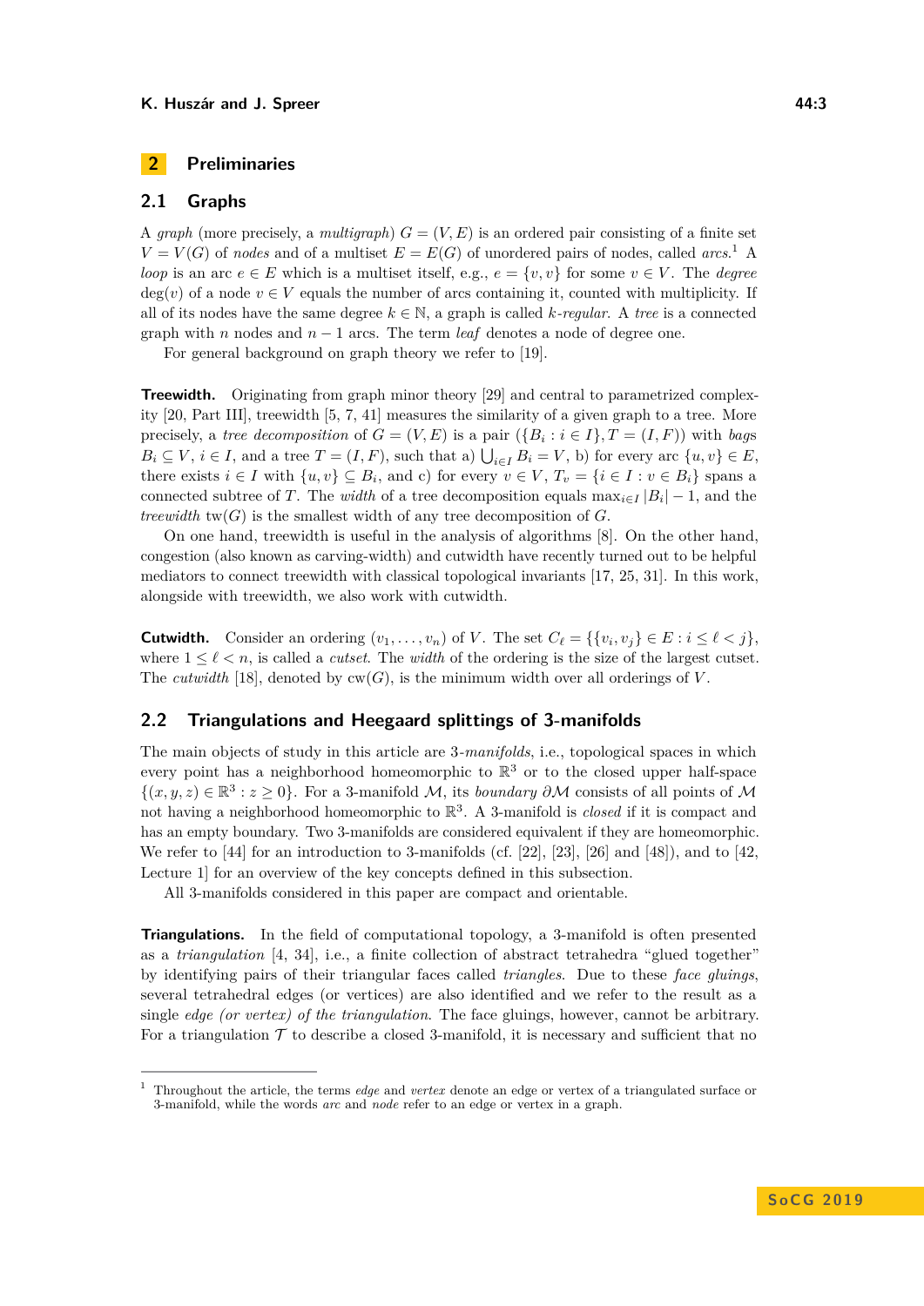## 2 Preliminaries

### 2.1 Graphs

A *graph* (more precisely, a *multigraph*) $G = (V, E)$ is an ordered pair consisting of a finite set $V = V(G)$ of *nodes* and of a multiset $E = E(G)$ of unordered pairs of nodes, called *arcs*.[1] A *loop* is an arc $e \in E$ which is a multiset itself, e.g., $e = \{v, v\}$ for some $v \in V$. The *degree* $\deg(v)$ of a node $v \in V$ equals the number of arcs containing it, counted with multiplicity. If all of its nodes have the same degree $k \in \mathbb{N}$, a graph is called *k-regular*. A *tree* is a connected graph with $n$ nodes and $n-1$ arcs. The term *leaf* denotes a node of degree one.

For general background on graph theory we refer to [19].

**Treewidth.** Originating from graph minor theory [29] and central to parametrized complexity [20, Part III], treewidth [5, 7, 41] measures the similarity of a given graph to a tree. More precisely, a *tree decomposition* of $G = (V, E)$ is a pair $(\{B_i : i \in I\}, T = (I, F))$ with *bags* $B_i \subseteq V$, $i \in I$, and a tree $T = (I, F)$, such that a) $\bigcup_{i \in I} B_i = V$, b) for every arc $\{u, v\} \in E$, there exists $i \in I$ with $\{u, v\} \subseteq B_i$, and c) for every $v \in V$, $T_v = \{i \in I : v \in B_i\}$ spans a connected subtree of $T$. The *width* of a tree decomposition equals $\max_{i \in I} |B_i| - 1$, and the *treewidth* $\mathrm{tw}(G)$ is the smallest width of any tree decomposition of $G$.

On one hand, treewidth is useful in the analysis of algorithms [8]. On the other hand, congestion (also known as carving-width) and cutwidth have recently turned out to be helpful mediators to connect treewidth with classical topological invariants [17, 25, 31]. In this work, alongside with treewidth, we also work with cutwidth.

**Cutwidth.** Consider an ordering $(v_1, \ldots, v_n)$ of $V$. The set $C_\ell = \{\{v_i, v_j\} \in E : i \leq \ell < j\}$, where $1 \leq \ell < n$, is called a *cutset*. The *width* of the ordering is the size of the largest cutset. The *cutwidth* [18], denoted by $\mathrm{cw}(G)$, is the minimum width over all orderings of $V$.

### 2.2 Triangulations and Heegaard splittings of 3-manifolds

The main objects of study in this article are 3-*manifolds*, i.e., topological spaces in which every point has a neighborhood homeomorphic to $\mathbb{R}^3$ or to the closed upper half-space $\{(x, y, z) \in \mathbb{R}^3 : z \geq 0\}$. For a 3-manifold $\mathcal{M}$, its *boundary* $\partial\mathcal{M}$ consists of all points of $\mathcal{M}$ not having a neighborhood homeomorphic to $\mathbb{R}^3$. A 3-manifold is *closed* if it is compact and has an empty boundary. Two 3-manifolds are considered equivalent if they are homeomorphic. We refer to [44] for an introduction to 3-manifolds (cf. [22], [23], [26] and [48]), and to [42, Lecture 1] for an overview of the key concepts defined in this subsection.

All 3-manifolds considered in this paper are compact and orientable.

**Triangulations.** In the field of computational topology, a 3-manifold is often presented as a *triangulation* [4, 34], i.e., a finite collection of abstract tetrahedra "glued together" by identifying pairs of their triangular faces called *triangles*. Due to these *face gluings*, several tetrahedral edges (or vertices) are also identified and we refer to the result as a single *edge (or vertex) of the triangulation*. The face gluings, however, cannot be arbitrary. For a triangulation $\mathcal{T}$ to describe a closed 3-manifold, it is necessary and sufficient that no

[1] Throughout the article, the terms *edge* and *vertex* denote an edge or vertex of a triangulated surface or 3-manifold, while the words *arc* and *node* refer to an edge or vertex in a graph.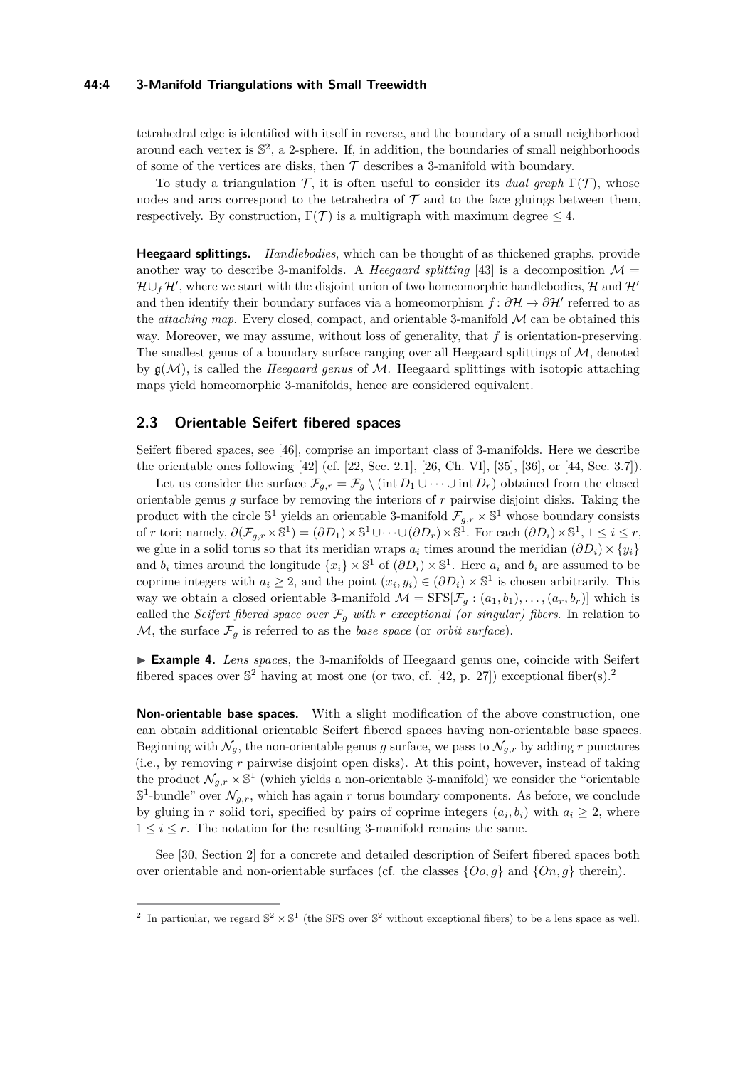tetrahedral edge is identified with itself in reverse, and the boundary of a small neighborhood around each vertex is $\mathbb{S}^2$, a 2-sphere. If, in addition, the boundaries of small neighborhoods of some of the vertices are disks, then $\mathcal{T}$ describes a 3-manifold with boundary.

To study a triangulation $\mathcal{T}$, it is often useful to consider its *dual graph* $\Gamma(\mathcal{T})$, whose nodes and arcs correspond to the tetrahedra of $\mathcal{T}$ and to the face gluings between them, respectively. By construction, $\Gamma(\mathcal{T})$ is a multigraph with maximum degree $\leq 4$.

**Heegaard splittings.** *Handlebodies*, which can be thought of as thickened graphs, provide another way to describe 3-manifolds. A *Heegaard splitting* [43] is a decomposition $\mathcal{M} = \mathcal{H} \cup_f \mathcal{H}'$, where we start with the disjoint union of two homeomorphic handlebodies, $\mathcal{H}$ and $\mathcal{H}'$ and then identify their boundary surfaces via a homeomorphism $f \colon \partial\mathcal{H} \to \partial\mathcal{H}'$ referred to as the *attaching map*. Every closed, compact, and orientable 3-manifold $\mathcal{M}$ can be obtained this way. Moreover, we may assume, without loss of generality, that $f$ is orientation-preserving. The smallest genus of a boundary surface ranging over all Heegaard splittings of $\mathcal{M}$, denoted by $\mathfrak{g}(\mathcal{M})$, is called the *Heegaard genus* of $\mathcal{M}$. Heegaard splittings with isotopic attaching maps yield homeomorphic 3-manifolds, hence are considered equivalent.

## 2.3 Orientable Seifert fibered spaces

Seifert fibered spaces, see [46], comprise an important class of 3-manifolds. Here we describe the orientable ones following [42] (cf. [22, Sec. 2.1], [26, Ch. VI], [35], [36], or [44, Sec. 3.7]).

Let us consider the surface $\mathcal{F}_{g,r} = \mathcal{F}_g \setminus (\operatorname{int} D_1 \cup \cdots \cup \operatorname{int} D_r)$ obtained from the closed orientable genus $g$ surface by removing the interiors of $r$ pairwise disjoint disks. Taking the product with the circle $\mathbb{S}^1$ yields an orientable 3-manifold $\mathcal{F}_{g,r} \times \mathbb{S}^1$ whose boundary consists of $r$ tori; namely, $\partial(\mathcal{F}_{g,r} \times \mathbb{S}^1) = (\partial D_1) \times \mathbb{S}^1 \cup \cdots \cup (\partial D_r) \times \mathbb{S}^1$. For each $(\partial D_i) \times \mathbb{S}^1$, $1 \leq i \leq r$, we glue in a solid torus so that its meridian wraps $a_i$ times around the meridian $(\partial D_i) \times \{y_i\}$ and $b_i$ times around the longitude $\{x_i\} \times \mathbb{S}^1$ of $(\partial D_i) \times \mathbb{S}^1$. Here $a_i$ and $b_i$ are assumed to be coprime integers with $a_i \geq 2$, and the point $(x_i, y_i) \in (\partial D_i) \times \mathbb{S}^1$ is chosen arbitrarily. This way we obtain a closed orientable 3-manifold $\mathcal{M} = \mathrm{SFS}[\mathcal{F}_g : (a_1, b_1), \ldots, (a_r, b_r)]$ which is called the *Seifert fibered space over $\mathcal{F}_g$ with $r$ exceptional (or singular) fibers*. In relation to $\mathcal{M}$, the surface $\mathcal{F}_g$ is referred to as the *base space* (or *orbit surface*).

► **Example 4.** *Lens space*s, the 3-manifolds of Heegaard genus one, coincide with Seifert fibered spaces over $\mathbb{S}^2$ having at most one (or two, cf. [42, p. 27]) exceptional fiber(s).[2]

**Non-orientable base spaces.** With a slight modification of the above construction, one can obtain additional orientable Seifert fibered spaces having non-orientable base spaces. Beginning with $\mathcal{N}_g$, the non-orientable genus $g$ surface, we pass to $\mathcal{N}_{g,r}$ by adding $r$ punctures (i.e., by removing $r$ pairwise disjoint open disks). At this point, however, instead of taking the product $\mathcal{N}_{g,r} \times \mathbb{S}^1$ (which yields a non-orientable 3-manifold) we consider the "orientable $\mathbb{S}^1$-bundle" over $\mathcal{N}_{g,r}$, which has again $r$ torus boundary components. As before, we conclude by gluing in $r$ solid tori, specified by pairs of coprime integers $(a_i, b_i)$ with $a_i \geq 2$, where $1 \leq i \leq r$. The notation for the resulting 3-manifold remains the same.

See [30, Section 2] for a concrete and detailed description of Seifert fibered spaces both over orientable and non-orientable surfaces (cf. the classes $\{Oo, g\}$ and $\{On, g\}$ therein).

---

[2] In particular, we regard $\mathbb{S}^2 \times \mathbb{S}^1$ (the SFS over $\mathbb{S}^2$ without exceptional fibers) to be a lens space as well.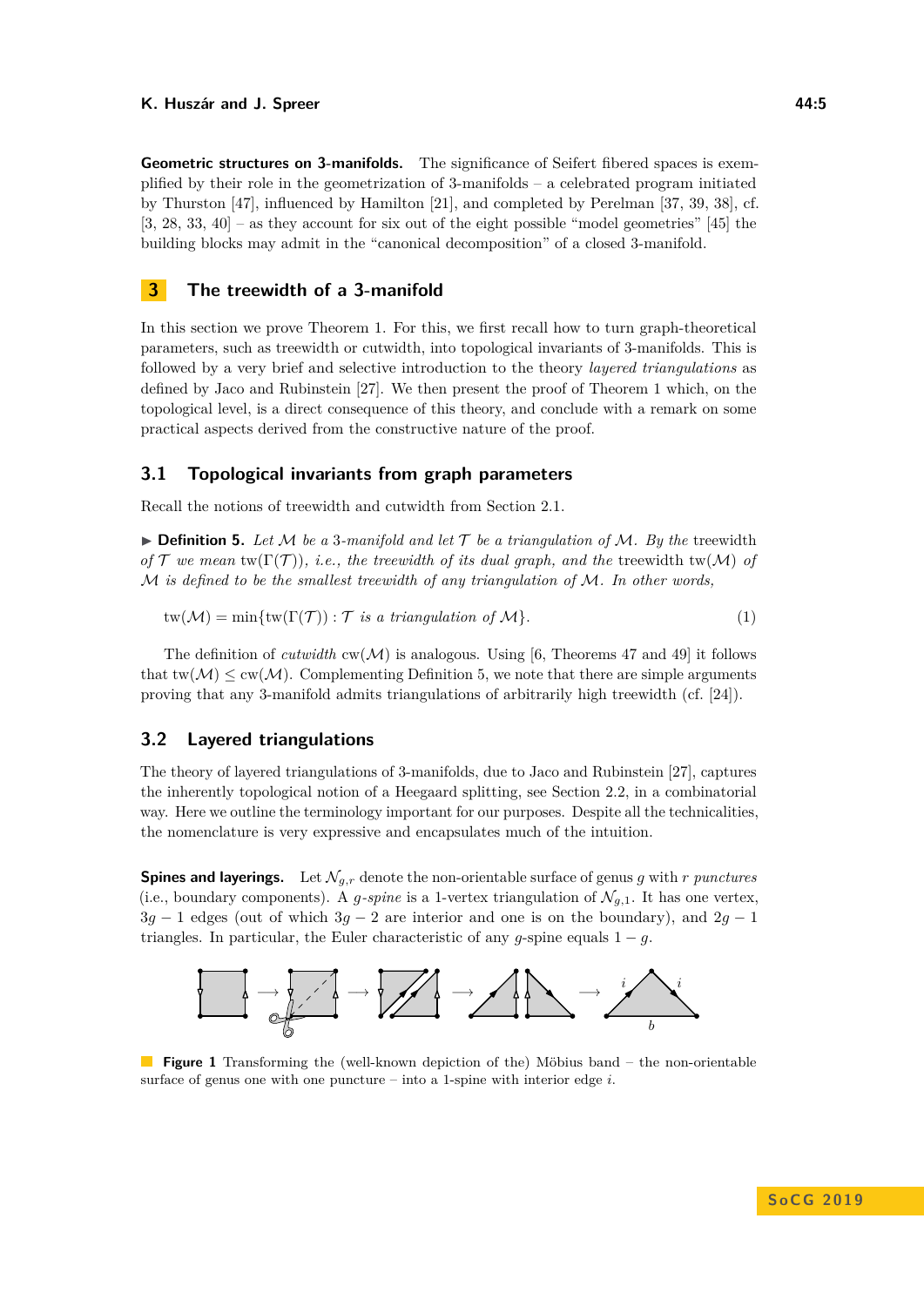**Geometric structures on 3-manifolds.** The significance of Seifert fibered spaces is exemplified by their role in the geometrization of 3-manifolds – a celebrated program initiated by Thurston [47], influenced by Hamilton [21], and completed by Perelman [37, 39, 38], cf. [3, 28, 33, 40] – as they account for six out of the eight possible "model geometries" [45] the building blocks may admit in the "canonical decomposition" of a closed 3-manifold.

## 3 The treewidth of a 3-manifold

In this section we prove Theorem 1. For this, we first recall how to turn graph-theoretical parameters, such as treewidth or cutwidth, into topological invariants of 3-manifolds. This is followed by a very brief and selective introduction to the theory *layered triangulations* as defined by Jaco and Rubinstein [27]. We then present the proof of Theorem 1 which, on the topological level, is a direct consequence of this theory, and conclude with a remark on some practical aspects derived from the constructive nature of the proof.

### 3.1 Topological invariants from graph parameters

Recall the notions of treewidth and cutwidth from Section 2.1.

▶ **Definition 5.** *Let $\mathcal{M}$ be a 3-manifold and let $\mathcal{T}$ be a triangulation of $\mathcal{M}$. By the* treewidth *of $\mathcal{T}$ we mean $\mathrm{tw}(\Gamma(\mathcal{T}))$, i.e., the treewidth of its dual graph, and the* treewidth $\mathrm{tw}(\mathcal{M})$ *of $\mathcal{M}$ is defined to be the smallest treewidth of any triangulation of $\mathcal{M}$. In other words,*

$$\mathrm{tw}(\mathcal{M}) = \min\{\mathrm{tw}(\Gamma(\mathcal{T})) : \mathcal{T} \text{ is a triangulation of } \mathcal{M}\}. \tag{1}$$

The definition of *cutwidth* $\mathrm{cw}(\mathcal{M})$ is analogous. Using [6, Theorems 47 and 49] it follows that $\mathrm{tw}(\mathcal{M}) \leq \mathrm{cw}(\mathcal{M})$. Complementing Definition 5, we note that there are simple arguments proving that any 3-manifold admits triangulations of arbitrarily high treewidth (cf. [24]).

### 3.2 Layered triangulations

The theory of layered triangulations of 3-manifolds, due to Jaco and Rubinstein [27], captures the inherently topological notion of a Heegaard splitting, see Section 2.2, in a combinatorial way. Here we outline the terminology important for our purposes. Despite all the technicalities, the nomenclature is very expressive and encapsulates much of the intuition.

**Spines and layerings.** Let $\mathcal{N}_{g,r}$ denote the non-orientable surface of genus $g$ with $r$ *punctures* (i.e., boundary components). A $g$*-spine* is a 1-vertex triangulation of $\mathcal{N}_{g,1}$. It has one vertex, $3g-1$ edges (out of which $3g-2$ are interior and one is on the boundary), and $2g-1$ triangles. In particular, the Euler characteristic of any $g$-spine equals $1-g$.

**Figure 1** Transforming the (well-known depiction of the) Möbius band – the non-orientable surface of genus one with one puncture – into a 1-spine with interior edge $i$.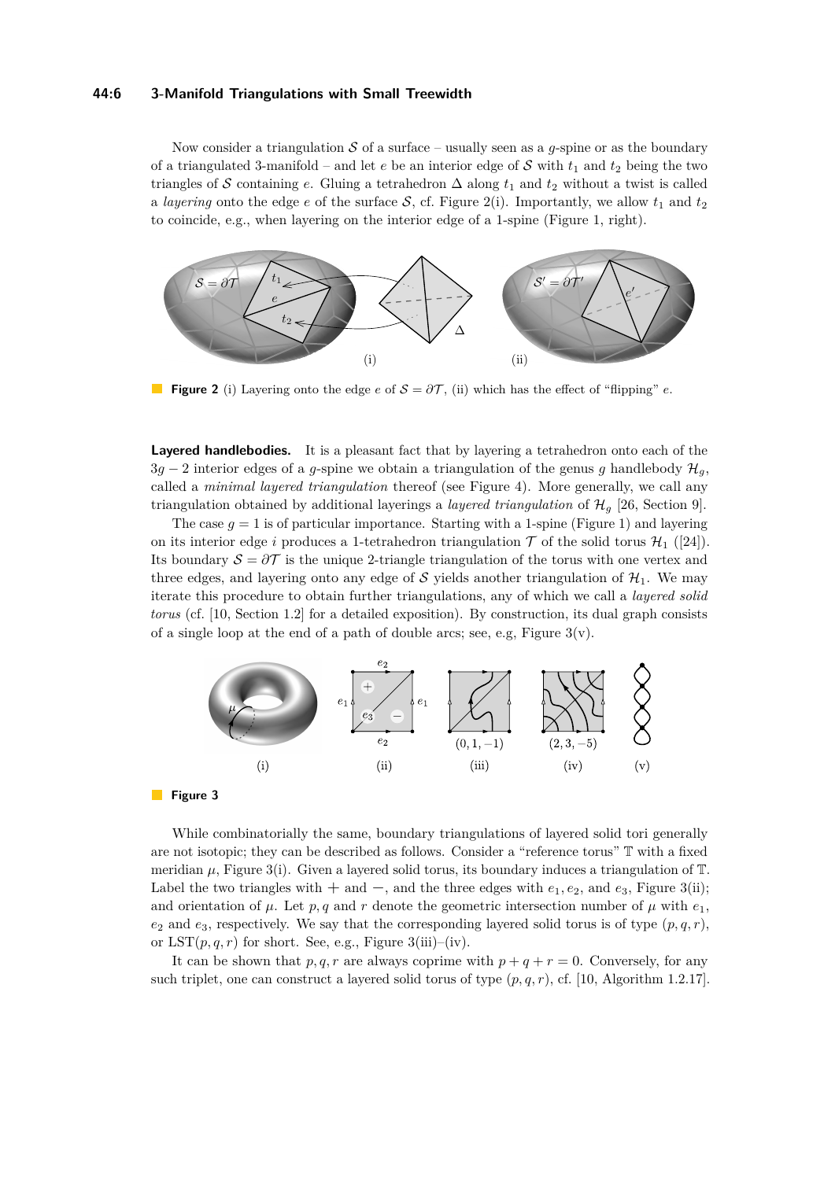Now consider a triangulation $\mathcal{S}$ of a surface – usually seen as a $g$-spine or as the boundary of a triangulated 3-manifold – and let $e$ be an interior edge of $\mathcal{S}$ with $t_1$ and $t_2$ being the two triangles of $\mathcal{S}$ containing $e$. Gluing a tetrahedron $\Delta$ along $t_1$ and $t_2$ without a twist is called a *layering* onto the edge $e$ of the surface $\mathcal{S}$, cf. Figure 2(i). Importantly, we allow $t_1$ and $t_2$ to coincide, e.g., when layering on the interior edge of a 1-spine (Figure 1, right).

**Figure 2** (i) Layering onto the edge $e$ of $\mathcal{S} = \partial\mathcal{T}$, (ii) which has the effect of "flipping" $e$.

**Layered handlebodies.** It is a pleasant fact that by layering a tetrahedron onto each of the $3g-2$ interior edges of a $g$-spine we obtain a triangulation of the genus $g$ handlebody $\mathcal{H}_g$, called a *minimal layered triangulation* thereof (see Figure 4). More generally, we call any triangulation obtained by additional layerings a *layered triangulation* of $\mathcal{H}_g$ [26, Section 9].

The case $g = 1$ is of particular importance. Starting with a 1-spine (Figure 1) and layering on its interior edge $i$ produces a 1-tetrahedron triangulation $\mathcal{T}$ of the solid torus $\mathcal{H}_1$ ([24]). Its boundary $\mathcal{S} = \partial\mathcal{T}$ is the unique 2-triangle triangulation of the torus with one vertex and three edges, and layering onto any edge of $\mathcal{S}$ yields another triangulation of $\mathcal{H}_1$. We may iterate this procedure to obtain further triangulations, any of which we call a *layered solid torus* (cf. [10, Section 1.2] for a detailed exposition). By construction, its dual graph consists of a single loop at the end of a path of double arcs; see, e.g, Figure 3(v).

**Figure 3**

While combinatorially the same, boundary triangulations of layered solid tori generally are not isotopic; they can be described as follows. Consider a "reference torus" $\mathbb{T}$ with a fixed meridian $\mu$, Figure 3(i). Given a layered solid torus, its boundary induces a triangulation of $\mathbb{T}$. Label the two triangles with $+$ and $-$, and the three edges with $e_1, e_2$, and $e_3$, Figure 3(ii); and orientation of $\mu$. Let $p, q$ and $r$ denote the geometric intersection number of $\mu$ with $e_1$, $e_2$ and $e_3$, respectively. We say that the corresponding layered solid torus is of type $(p, q, r)$, or $\mathrm{LST}(p, q, r)$ for short. See, e.g., Figure 3(iii)–(iv).

It can be shown that $p, q, r$ are always coprime with $p + q + r = 0$. Conversely, for any such triplet, one can construct a layered solid torus of type $(p, q, r)$, cf. [10, Algorithm 1.2.17].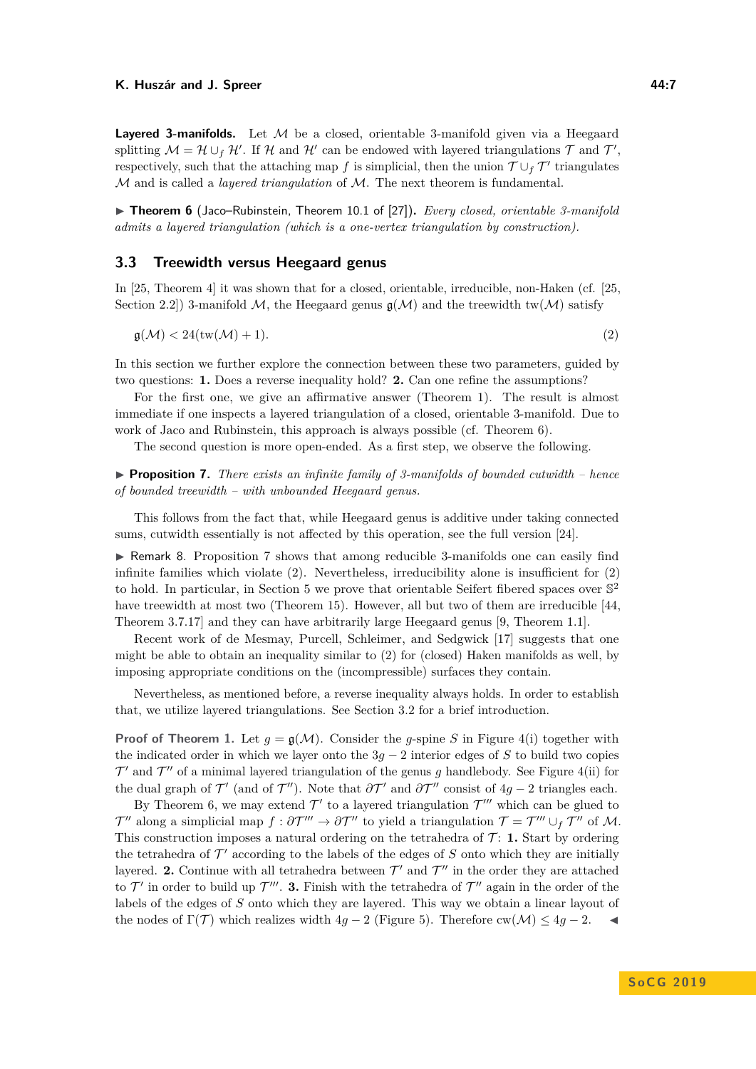**Layered 3-manifolds.** Let $\mathcal{M}$ be a closed, orientable 3-manifold given via a Heegaard splitting $\mathcal{M} = \mathcal{H} \cup_f \mathcal{H}'$. If $\mathcal{H}$ and $\mathcal{H}'$ can be endowed with layered triangulations $\mathcal{T}$ and $\mathcal{T}'$, respectively, such that the attaching map $f$ is simplicial, then the union $\mathcal{T} \cup_f \mathcal{T}'$ triangulates $\mathcal{M}$ and is called a *layered triangulation* of $\mathcal{M}$. The next theorem is fundamental.

▶ **Theorem 6** (Jaco–Rubinstein, Theorem 10.1 of [27]). *Every closed, orientable 3-manifold admits a layered triangulation (which is a one-vertex triangulation by construction).*

## 3.3 Treewidth versus Heegaard genus

In [25, Theorem 4] it was shown that for a closed, orientable, irreducible, non-Haken (cf. [25, Section 2.2]) 3-manifold $\mathcal{M}$, the Heegaard genus $\mathfrak{g}(\mathcal{M})$ and the treewidth $\mathrm{tw}(\mathcal{M})$ satisfy

$$\mathfrak{g}(\mathcal{M}) < 24(\mathrm{tw}(\mathcal{M}) + 1). \tag{2}$$

In this section we further explore the connection between these two parameters, guided by two questions: **1.** Does a reverse inequality hold? **2.** Can one refine the assumptions?

For the first one, we give an affirmative answer (Theorem 1). The result is almost immediate if one inspects a layered triangulation of a closed, orientable 3-manifold. Due to work of Jaco and Rubinstein, this approach is always possible (cf. Theorem 6).

The second question is more open-ended. As a first step, we observe the following.

▶ **Proposition 7.** *There exists an infinite family of 3-manifolds of bounded cutwidth – hence of bounded treewidth – with unbounded Heegaard genus.*

This follows from the fact that, while Heegaard genus is additive under taking connected sums, cutwidth essentially is not affected by this operation, see the full version [24].

▶ Remark 8. Proposition 7 shows that among reducible 3-manifolds one can easily find infinite families which violate (2). Nevertheless, irreducibility alone is insufficient for (2) to hold. In particular, in Section 5 we prove that orientable Seifert fibered spaces over $\mathbb{S}^2$ have treewidth at most two (Theorem 15). However, all but two of them are irreducible [44, Theorem 3.7.17] and they can have arbitrarily large Heegaard genus [9, Theorem 1.1].

Recent work of de Mesmay, Purcell, Schleimer, and Sedgwick [17] suggests that one might be able to obtain an inequality similar to (2) for (closed) Haken manifolds as well, by imposing appropriate conditions on the (incompressible) surfaces they contain.

Nevertheless, as mentioned before, a reverse inequality always holds. In order to establish that, we utilize layered triangulations. See Section 3.2 for a brief introduction.

**Proof of Theorem 1.** Let $g = \mathfrak{g}(\mathcal{M})$. Consider the $g$-spine $S$ in Figure 4(i) together with the indicated order in which we layer onto the $3g-2$ interior edges of $S$ to build two copies $\mathcal{T}'$ and $\mathcal{T}''$ of a minimal layered triangulation of the genus $g$ handlebody. See Figure 4(ii) for the dual graph of $\mathcal{T}'$ (and of $\mathcal{T}''$). Note that $\partial\mathcal{T}'$ and $\partial\mathcal{T}''$ consist of $4g-2$ triangles each.

By Theorem 6, we may extend $\mathcal{T}'$ to a layered triangulation $\mathcal{T}'''$ which can be glued to $\mathcal{T}''$ along a simplicial map $f : \partial\mathcal{T}''' \to \partial\mathcal{T}''$ to yield a triangulation $\mathcal{T} = \mathcal{T}''' \cup_f \mathcal{T}''$ of $\mathcal{M}$. This construction imposes a natural ordering on the tetrahedra of $\mathcal{T}$: **1.** Start by ordering the tetrahedra of $\mathcal{T}'$ according to the labels of the edges of $S$ onto which they are initially layered. **2.** Continue with all tetrahedra between $\mathcal{T}'$ and $\mathcal{T}''$ in the order they are attached to $\mathcal{T}'$ in order to build up $\mathcal{T}'''$. **3.** Finish with the tetrahedra of $\mathcal{T}''$ again in the order of the labels of the edges of $S$ onto which they are layered. This way we obtain a linear layout of the nodes of $\Gamma(\mathcal{T})$ which realizes width $4g-2$ (Figure 5). Therefore $\mathrm{cw}(\mathcal{M}) \leq 4g-2$. ◀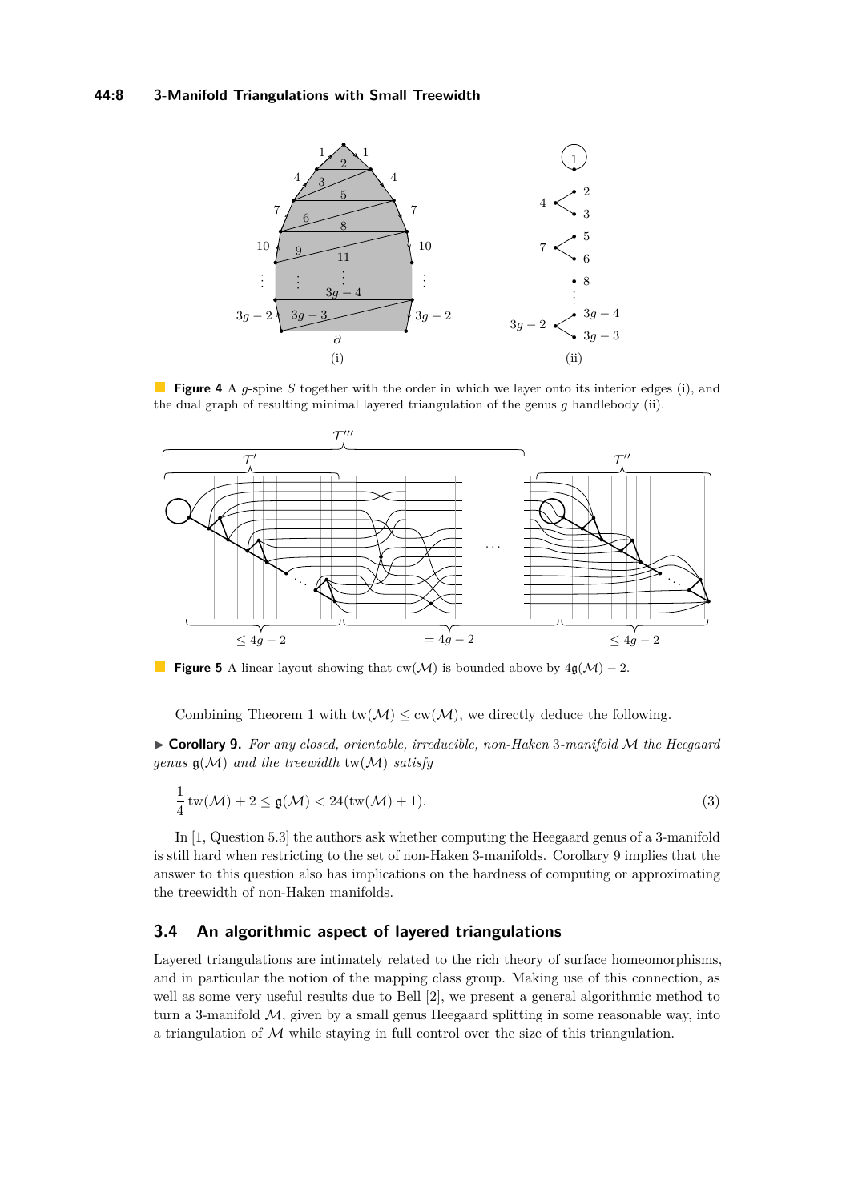**Figure 4** A $g$-spine $S$ together with the order in which we layer onto its interior edges (i), and the dual graph of resulting minimal layered triangulation of the genus $g$ handlebody (ii).

**Figure 5** A linear layout showing that $\mathrm{cw}(\mathcal{M})$ is bounded above by $4\mathfrak{g}(\mathcal{M}) - 2$.

Combining Theorem 1 with $\mathrm{tw}(\mathcal{M}) \leq \mathrm{cw}(\mathcal{M})$, we directly deduce the following.

► **Corollary 9.** *For any closed, orientable, irreducible, non-Haken 3-manifold $\mathcal{M}$ the Heegaard genus $\mathfrak{g}(\mathcal{M})$ and the treewidth $\mathrm{tw}(\mathcal{M})$ satisfy*

$$\frac{1}{4}\,\mathrm{tw}(\mathcal{M}) + 2 \leq \mathfrak{g}(\mathcal{M}) < 24(\mathrm{tw}(\mathcal{M}) + 1). \tag{3}$$

In [1, Question 5.3] the authors ask whether computing the Heegaard genus of a 3-manifold is still hard when restricting to the set of non-Haken 3-manifolds. Corollary 9 implies that the answer to this question also has implications on the hardness of computing or approximating the treewidth of non-Haken manifolds.

## 3.4 An algorithmic aspect of layered triangulations

Layered triangulations are intimately related to the rich theory of surface homeomorphisms, and in particular the notion of the mapping class group. Making use of this connection, as well as some very useful results due to Bell [2], we present a general algorithmic method to turn a 3-manifold $\mathcal{M}$, given by a small genus Heegaard splitting in some reasonable way, into a triangulation of $\mathcal{M}$ while staying in full control over the size of this triangulation.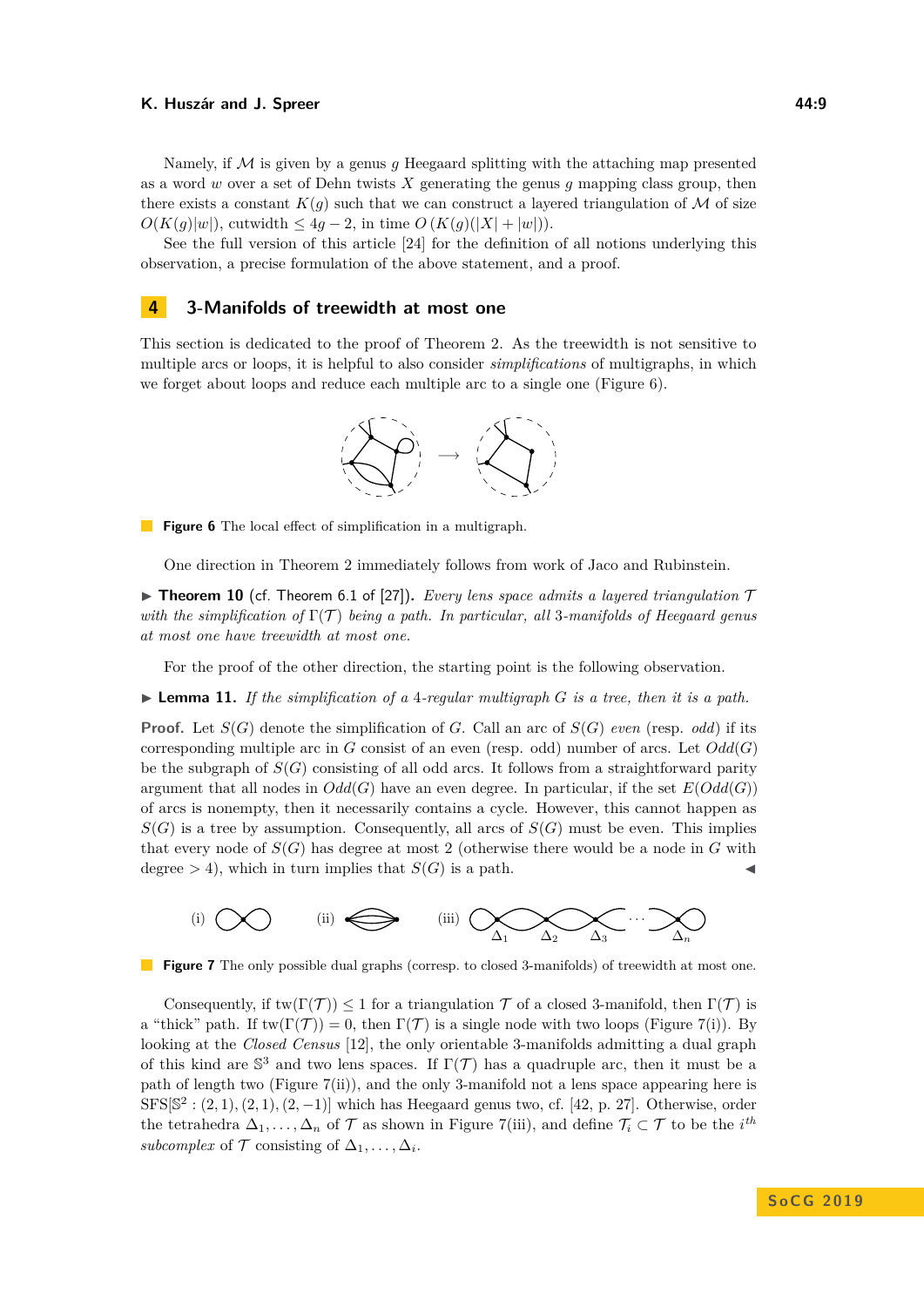Namely, if $\mathcal{M}$ is given by a genus $g$ Heegaard splitting with the attaching map presented as a word $w$ over a set of Dehn twists $X$ generating the genus $g$ mapping class group, then there exists a constant $K(g)$ such that we can construct a layered triangulation of $\mathcal{M}$ of size $O(K(g)|w|)$, cutwidth $\leq 4g-2$, in time $O(K(g)(|X|+|w|))$.

See the full version of this article [24] for the definition of all notions underlying this observation, a precise formulation of the above statement, and a proof.

## 4 3-Manifolds of treewidth at most one

This section is dedicated to the proof of Theorem 2. As the treewidth is not sensitive to multiple arcs or loops, it is helpful to also consider *simplifications* of multigraphs, in which we forget about loops and reduce each multiple arc to a single one (Figure 6).

**Figure 6** The local effect of simplification in a multigraph.

One direction in Theorem 2 immediately follows from work of Jaco and Rubinstein.

▶ **Theorem 10** (cf. Theorem 6.1 of [27]). *Every lens space admits a layered triangulation $\mathcal{T}$ with the simplification of $\Gamma(\mathcal{T})$ being a path. In particular, all 3-manifolds of Heegaard genus at most one have treewidth at most one.*

For the proof of the other direction, the starting point is the following observation.

▶ **Lemma 11.** *If the simplification of a 4-regular multigraph $G$ is a tree, then it is a path.*

**Proof.** Let $S(G)$ denote the simplification of $G$. Call an arc of $S(G)$ *even* (resp. *odd*) if its corresponding multiple arc in $G$ consist of an even (resp. odd) number of arcs. Let $Odd(G)$ be the subgraph of $S(G)$ consisting of all odd arcs. It follows from a straightforward parity argument that all nodes in $Odd(G)$ have an even degree. In particular, if the set $E(Odd(G))$ of arcs is nonempty, then it necessarily contains a cycle. However, this cannot happen as $S(G)$ is a tree by assumption. Consequently, all arcs of $S(G)$ must be even. This implies that every node of $S(G)$ has degree at most 2 (otherwise there would be a node in $G$ with degree $>4$), which in turn implies that $S(G)$ is a path. ◀

**Figure 7** The only possible dual graphs (corresp. to closed 3-manifolds) of treewidth at most one.

Consequently, if $\operatorname{tw}(\Gamma(\mathcal{T})) \leq 1$ for a triangulation $\mathcal{T}$ of a closed 3-manifold, then $\Gamma(\mathcal{T})$ is a "thick" path. If $\operatorname{tw}(\Gamma(\mathcal{T}))=0$, then $\Gamma(\mathcal{T})$ is a single node with two loops (Figure 7(i)). By looking at the *Closed Census* [12], the only orientable 3-manifolds admitting a dual graph of this kind are $\mathbb{S}^3$ and two lens spaces. If $\Gamma(\mathcal{T})$ has a quadruple arc, then it must be a path of length two (Figure 7(ii)), and the only 3-manifold not a lens space appearing here is $\mathrm{SFS}[\mathbb{S}^2:(2,1),(2,1),(2,-1)]$ which has Heegaard genus two, cf. [42, p. 27]. Otherwise, order the tetrahedra $\Delta_1,\ldots,\Delta_n$ of $\mathcal{T}$ as shown in Figure 7(iii), and define $\mathcal{T}_i \subset \mathcal{T}$ to be the $i^{th}$ *subcomplex* of $\mathcal{T}$ consisting of $\Delta_1,\ldots,\Delta_i$.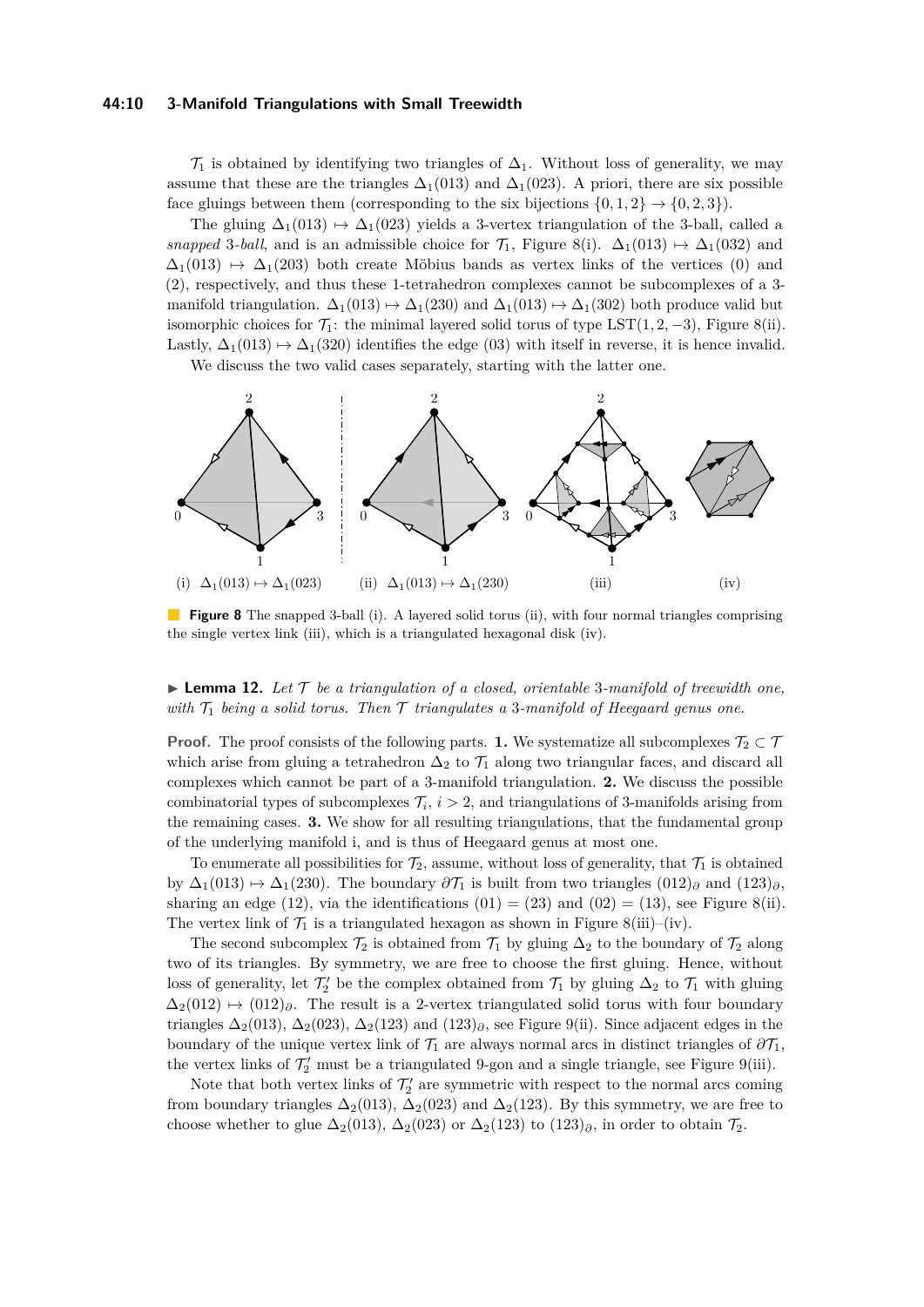$\mathcal{T}_1$ is obtained by identifying two triangles of $\Delta_1$. Without loss of generality, we may assume that these are the triangles $\Delta_1(013)$ and $\Delta_1(023)$. A priori, there are six possible face gluings between them (corresponding to the six bijections $\{0,1,2\} \to \{0,2,3\}$).

The gluing $\Delta_1(013) \mapsto \Delta_1(023)$ yields a 3-vertex triangulation of the 3-ball, called a *snapped 3-ball*, and is an admissible choice for $\mathcal{T}_1$, Figure 8(i). $\Delta_1(013) \mapsto \Delta_1(032)$ and $\Delta_1(013) \mapsto \Delta_1(203)$ both create Möbius bands as vertex links of the vertices (0) and (2), respectively, and thus these 1-tetrahedron complexes cannot be subcomplexes of a 3-manifold triangulation. $\Delta_1(013) \mapsto \Delta_1(230)$ and $\Delta_1(013) \mapsto \Delta_1(302)$ both produce valid but isomorphic choices for $\mathcal{T}_1$: the minimal layered solid torus of type $\mathrm{LST}(1,2,-3)$, Figure 8(ii). Lastly, $\Delta_1(013) \mapsto \Delta_1(320)$ identifies the edge (03) with itself in reverse, it is hence invalid.

We discuss the two valid cases separately, starting with the latter one.

(i) $\Delta_1(013) \mapsto \Delta_1(023)$ (ii) $\Delta_1(013) \mapsto \Delta_1(230)$ (iii) (iv)

**Figure 8** The snapped 3-ball (i). A layered solid torus (ii), with four normal triangles comprising the single vertex link (iii), which is a triangulated hexagonal disk (iv).

▶ **Lemma 12.** *Let $\mathcal{T}$ be a triangulation of a closed, orientable 3-manifold of treewidth one, with $\mathcal{T}_1$ being a solid torus. Then $\mathcal{T}$ triangulates a 3-manifold of Heegaard genus one.*

**Proof.** The proof consists of the following parts. **1.** We systematize all subcomplexes $\mathcal{T}_2 \subset \mathcal{T}$ which arise from gluing a tetrahedron $\Delta_2$ to $\mathcal{T}_1$ along two triangular faces, and discard all complexes which cannot be part of a 3-manifold triangulation. **2.** We discuss the possible combinatorial types of subcomplexes $\mathcal{T}_i$, $i > 2$, and triangulations of 3-manifolds arising from the remaining cases. **3.** We show for all resulting triangulations, that the fundamental group of the underlying manifold i, and is thus of Heegaard genus at most one.

To enumerate all possibilities for $\mathcal{T}_2$, assume, without loss of generality, that $\mathcal{T}_1$ is obtained by $\Delta_1(013) \mapsto \Delta_1(230)$. The boundary $\partial\mathcal{T}_1$ is built from two triangles $(012)_\partial$ and $(123)_\partial$, sharing an edge (12), via the identifications $(01) = (23)$ and $(02) = (13)$, see Figure 8(ii). The vertex link of $\mathcal{T}_1$ is a triangulated hexagon as shown in Figure 8(iii)–(iv).

The second subcomplex $\mathcal{T}_2$ is obtained from $\mathcal{T}_1$ by gluing $\Delta_2$ to the boundary of $\mathcal{T}_2$ along two of its triangles. By symmetry, we are free to choose the first gluing. Hence, without loss of generality, let $\mathcal{T}_2'$ be the complex obtained from $\mathcal{T}_1$ by gluing $\Delta_2$ to $\mathcal{T}_1$ with gluing $\Delta_2(012) \mapsto (012)_\partial$. The result is a 2-vertex triangulated solid torus with four boundary triangles $\Delta_2(013)$, $\Delta_2(023)$, $\Delta_2(123)$ and $(123)_\partial$, see Figure 9(ii). Since adjacent edges in the boundary of the unique vertex link of $\mathcal{T}_1$ are always normal arcs in distinct triangles of $\partial\mathcal{T}_1$, the vertex links of $\mathcal{T}_2'$ must be a triangulated 9-gon and a single triangle, see Figure 9(iii).

Note that both vertex links of $\mathcal{T}_2'$ are symmetric with respect to the normal arcs coming from boundary triangles $\Delta_2(013)$, $\Delta_2(023)$ and $\Delta_2(123)$. By this symmetry, we are free to choose whether to glue $\Delta_2(013)$, $\Delta_2(023)$ or $\Delta_2(123)$ to $(123)_\partial$, in order to obtain $\mathcal{T}_2$.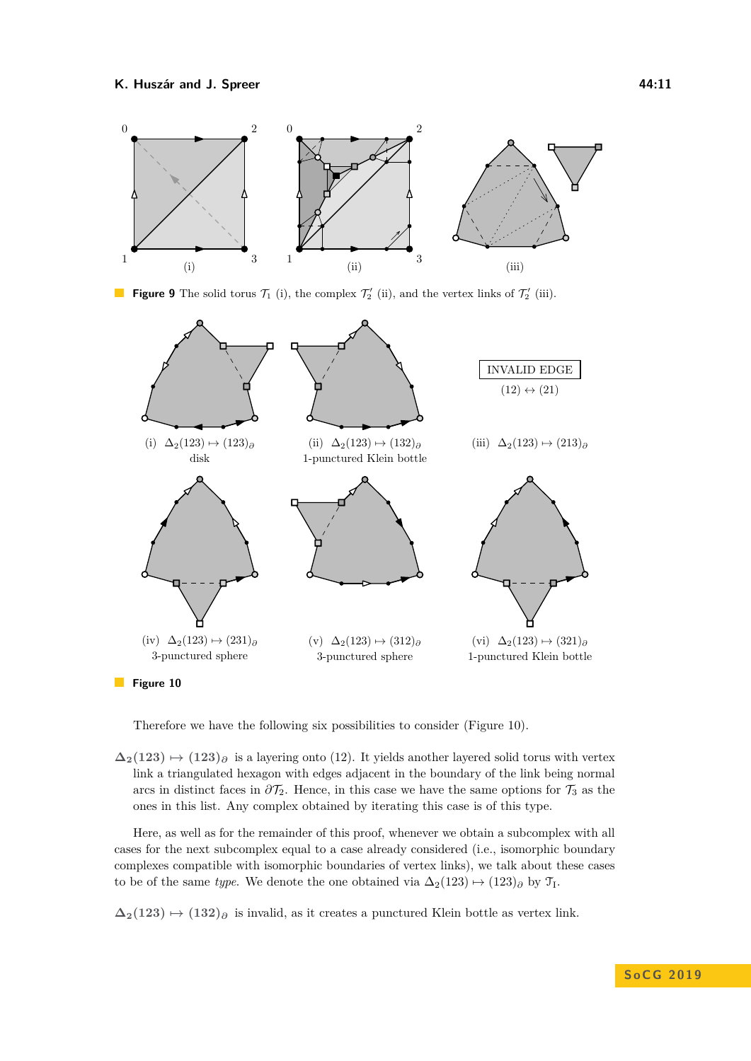**Figure 9** The solid torus $\mathcal{T}_1$ (i), the complex $\mathcal{T}_2'$ (ii), and the vertex links of $\mathcal{T}_2'$ (iii).

(i) $\Delta_2(123) \mapsto (123)_\partial$
disk

(ii) $\Delta_2(123) \mapsto (132)_\partial$
1-punctured Klein bottle

INVALID EDGE
$(12) \leftrightarrow (21)$

(iii) $\Delta_2(123) \mapsto (213)_\partial$

(iv) $\Delta_2(123) \mapsto (231)_\partial$
3-punctured sphere

(v) $\Delta_2(123) \mapsto (312)_\partial$
3-punctured sphere

(vi) $\Delta_2(123) \mapsto (321)_\partial$
1-punctured Klein bottle

**Figure 10**

Therefore we have the following six possibilities to consider (Figure 10).

**$\Delta_2(123) \mapsto (123)_\partial$** is a layering onto (12). It yields another layered solid torus with vertex link a triangulated hexagon with edges adjacent in the boundary of the link being normal arcs in distinct faces in $\partial\mathcal{T}_2$. Hence, in this case we have the same options for $\mathcal{T}_3$ as the ones in this list. Any complex obtained by iterating this case is of this type.

Here, as well as for the remainder of this proof, whenever we obtain a subcomplex with all cases for the next subcomplex equal to a case already considered (i.e., isomorphic boundary complexes compatible with isomorphic boundaries of vertex links), we talk about these cases to be of the same *type*. We denote the one obtained via $\Delta_2(123) \mapsto (123)_\partial$ by $\mathfrak{T}_\mathrm{I}$.

**$\Delta_2(123) \mapsto (132)_\partial$** is invalid, as it creates a punctured Klein bottle as vertex link.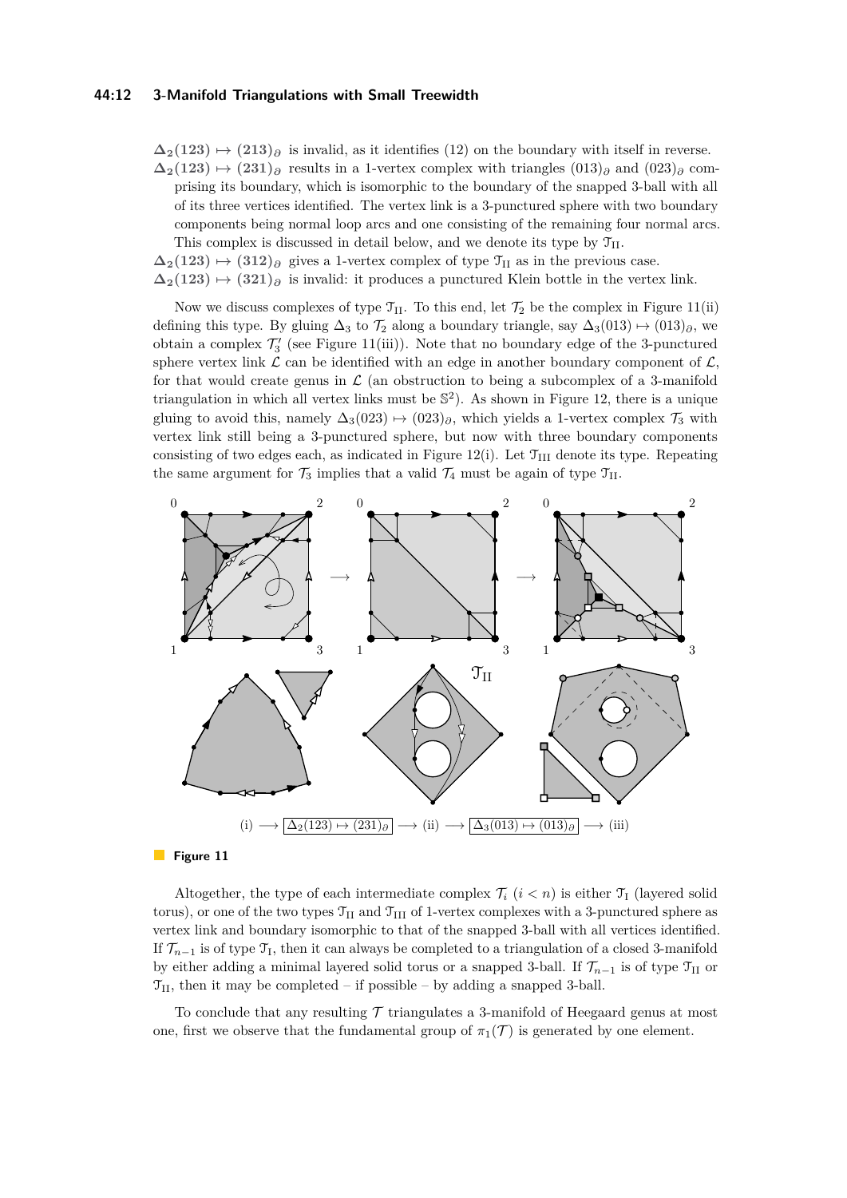**$\Delta_2(123) \mapsto (213)_\partial$** is invalid, as it identifies (12) on the boundary with itself in reverse.

**$\Delta_2(123) \mapsto (231)_\partial$** results in a 1-vertex complex with triangles $(013)_\partial$ and $(023)_\partial$ comprising its boundary, which is isomorphic to the boundary of the snapped 3-ball with all of its three vertices identified. The vertex link is a 3-punctured sphere with two boundary components being normal loop arcs and one consisting of the remaining four normal arcs. This complex is discussed in detail below, and we denote its type by $\mathfrak{T}_{\mathrm{II}}$.

**$\Delta_2(123) \mapsto (312)_\partial$** gives a 1-vertex complex of type $\mathfrak{T}_{\mathrm{II}}$ as in the previous case.

**$\Delta_2(123) \mapsto (321)_\partial$** is invalid: it produces a punctured Klein bottle in the vertex link.

Now we discuss complexes of type $\mathfrak{T}_{\mathrm{II}}$. To this end, let $\mathcal{T}_2$ be the complex in Figure 11(ii) defining this type. By gluing $\Delta_3$ to $\mathcal{T}_2$ along a boundary triangle, say $\Delta_3(013) \mapsto (013)_\partial$, we obtain a complex $\mathcal{T}_3'$ (see Figure 11(iii)). Note that no boundary edge of the 3-punctured sphere vertex link $\mathcal{L}$ can be identified with an edge in another boundary component of $\mathcal{L}$, for that would create genus in $\mathcal{L}$ (an obstruction to being a subcomplex of a 3-manifold triangulation in which all vertex links must be $\mathbb{S}^2$). As shown in Figure 12, there is a unique gluing to avoid this, namely $\Delta_3(023) \mapsto (023)_\partial$, which yields a 1-vertex complex $\mathcal{T}_3$ with vertex link still being a 3-punctured sphere, but now with three boundary components consisting of two edges each, as indicated in Figure 12(i). Let $\mathfrak{T}_{\mathrm{III}}$ denote its type. Repeating the same argument for $\mathcal{T}_3$ implies that a valid $\mathcal{T}_4$ must be again of type $\mathfrak{T}_{\mathrm{II}}$.

(i) ⟶ $\Delta_2(123) \mapsto (231)_\partial$ ⟶ (ii) ⟶ $\Delta_3(013) \mapsto (013)_\partial$ ⟶ (iii)

**Figure 11**

Altogether, the type of each intermediate complex $\mathcal{T}_i$ $(i < n)$ is either $\mathfrak{T}_{\mathrm{I}}$ (layered solid torus), or one of the two types $\mathfrak{T}_{\mathrm{II}}$ and $\mathfrak{T}_{\mathrm{III}}$ of 1-vertex complexes with a 3-punctured sphere as vertex link and boundary isomorphic to that of the snapped 3-ball with all vertices identified. If $\mathcal{T}_{n-1}$ is of type $\mathfrak{T}_{\mathrm{I}}$, then it can always be completed to a triangulation of a closed 3-manifold by either adding a minimal layered solid torus or a snapped 3-ball. If $\mathcal{T}_{n-1}$ is of type $\mathfrak{T}_{\mathrm{II}}$ or $\mathfrak{T}_{\mathrm{II}}$, then it may be completed – if possible – by adding a snapped 3-ball.

To conclude that any resulting $\mathcal{T}$ triangulates a 3-manifold of Heegaard genus at most one, first we observe that the fundamental group of $\pi_1(\mathcal{T})$ is generated by one element.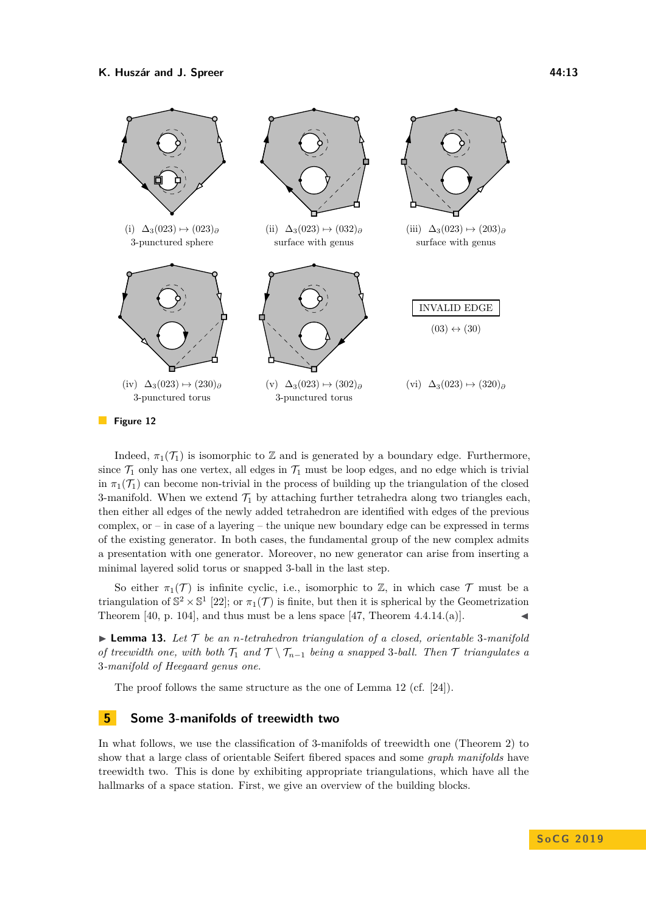(i) $\Delta_3(023) \mapsto (023)_\partial$
3-punctured sphere

(ii) $\Delta_3(023) \mapsto (032)_\partial$
surface with genus

(iii) $\Delta_3(023) \mapsto (203)_\partial$
surface with genus

(iv) $\Delta_3(023) \mapsto (230)_\partial$
3-punctured torus

(v) $\Delta_3(023) \mapsto (302)_\partial$
3-punctured torus

INVALID EDGE
$(03) \leftrightarrow (30)$

(vi) $\Delta_3(023) \mapsto (320)_\partial$

**Figure 12**

Indeed, $\pi_1(\mathcal{T}_1)$ is isomorphic to $\mathbb{Z}$ and is generated by a boundary edge. Furthermore, since $\mathcal{T}_1$ only has one vertex, all edges in $\mathcal{T}_1$ must be loop edges, and no edge which is trivial in $\pi_1(\mathcal{T}_1)$ can become non-trivial in the process of building up the triangulation of the closed 3-manifold. When we extend $\mathcal{T}_1$ by attaching further tetrahedra along two triangles each, then either all edges of the newly added tetrahedron are identified with edges of the previous complex, or – in case of a layering – the unique new boundary edge can be expressed in terms of the existing generator. In both cases, the fundamental group of the new complex admits a presentation with one generator. Moreover, no new generator can arise from inserting a minimal layered solid torus or snapped 3-ball in the last step.

So either $\pi_1(\mathcal{T})$ is infinite cyclic, i.e., isomorphic to $\mathbb{Z}$, in which case $\mathcal{T}$ must be a triangulation of $\mathbb{S}^2 \times \mathbb{S}^1$ [22]; or $\pi_1(\mathcal{T})$ is finite, but then it is spherical by the Geometrization Theorem [40, p. 104], and thus must be a lens space [47, Theorem 4.4.14.(a)]. ◀

▶ **Lemma 13.** *Let $\mathcal{T}$ be an $n$-tetrahedron triangulation of a closed, orientable 3-manifold of treewidth one, with both $\mathcal{T}_1$ and $\mathcal{T} \setminus \mathcal{T}_{n-1}$ being a snapped 3-ball. Then $\mathcal{T}$ triangulates a 3-manifold of Heegaard genus one.*

The proof follows the same structure as the one of Lemma 12 (cf. [24]).

## 5 Some 3-manifolds of treewidth two

In what follows, we use the classification of 3-manifolds of treewidth one (Theorem 2) to show that a large class of orientable Seifert fibered spaces and some *graph manifolds* have treewidth two. This is done by exhibiting appropriate triangulations, which have all the hallmarks of a space station. First, we give an overview of the building blocks.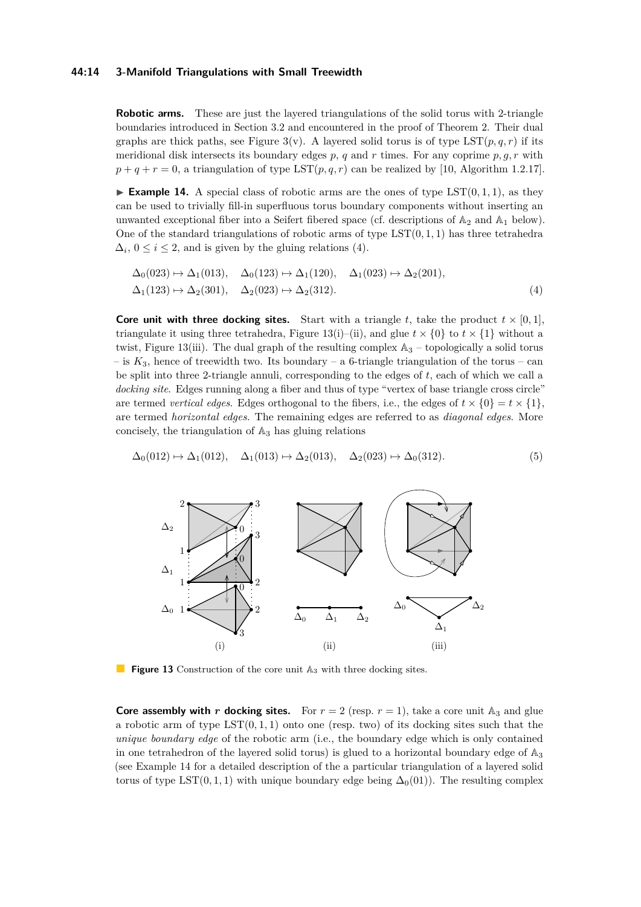**Robotic arms.** These are just the layered triangulations of the solid torus with 2-triangle boundaries introduced in Section 3.2 and encountered in the proof of Theorem 2. Their dual graphs are thick paths, see Figure 3(v). A layered solid torus is of type $\mathrm{LST}(p,q,r)$ if its meridional disk intersects its boundary edges $p$, $q$ and $r$ times. For any coprime $p,g,r$ with $p+q+r=0$, a triangulation of type $\mathrm{LST}(p,q,r)$ can be realized by [10, Algorithm 1.2.17].

▶ **Example 14.** A special class of robotic arms are the ones of type $\mathrm{LST}(0,1,1)$, as they can be used to trivially fill-in superfluous torus boundary components without inserting an unwanted exceptional fiber into a Seifert fibered space (cf. descriptions of $\mathbb{A}_2$ and $\mathbb{A}_1$ below). One of the standard triangulations of robotic arms of type $\mathrm{LST}(0,1,1)$ has three tetrahedra $\Delta_i$, $0 \leq i \leq 2$, and is given by the gluing relations (4).

$$\begin{aligned}&\Delta_0(023) \mapsto \Delta_1(013), \quad \Delta_0(123) \mapsto \Delta_1(120), \quad \Delta_1(023) \mapsto \Delta_2(201),\\ &\Delta_1(123) \mapsto \Delta_2(301), \quad \Delta_2(023) \mapsto \Delta_2(312).\end{aligned} \tag{4}$$

**Core unit with three docking sites.** Start with a triangle $t$, take the product $t \times [0,1]$, triangulate it using three tetrahedra, Figure 13(i)–(ii), and glue $t \times \{0\}$ to $t \times \{1\}$ without a twist, Figure 13(iii). The dual graph of the resulting complex $\mathbb{A}_3$ – topologically a solid torus – is $K_3$, hence of treewidth two. Its boundary – a 6-triangle triangulation of the torus – can be split into three 2-triangle annuli, corresponding to the edges of $t$, each of which we call a *docking site*. Edges running along a fiber and thus of type "vertex of base triangle cross circle" are termed *vertical edges*. Edges orthogonal to the fibers, i.e., the edges of $t \times \{0\} = t \times \{1\}$, are termed *horizontal edges*. The remaining edges are referred to as *diagonal edges*. More concisely, the triangulation of $\mathbb{A}_3$ has gluing relations

$$\Delta_0(012) \mapsto \Delta_1(012), \quad \Delta_1(013) \mapsto \Delta_2(013), \quad \Delta_2(023) \mapsto \Delta_0(312). \tag{5}$$

**Figure 13** Construction of the core unit $\mathbb{A}_3$ with three docking sites.

**Core assembly with $r$ docking sites.** For $r = 2$ (resp. $r = 1$), take a core unit $\mathbb{A}_3$ and glue a robotic arm of type $\mathrm{LST}(0,1,1)$ onto one (resp. two) of its docking sites such that the *unique boundary edge* of the robotic arm (i.e., the boundary edge which is only contained in one tetrahedron of the layered solid torus) is glued to a horizontal boundary edge of $\mathbb{A}_3$ (see Example 14 for a detailed description of the a particular triangulation of a layered solid torus of type $\mathrm{LST}(0,1,1)$ with unique boundary edge being $\Delta_0(01)$). The resulting complex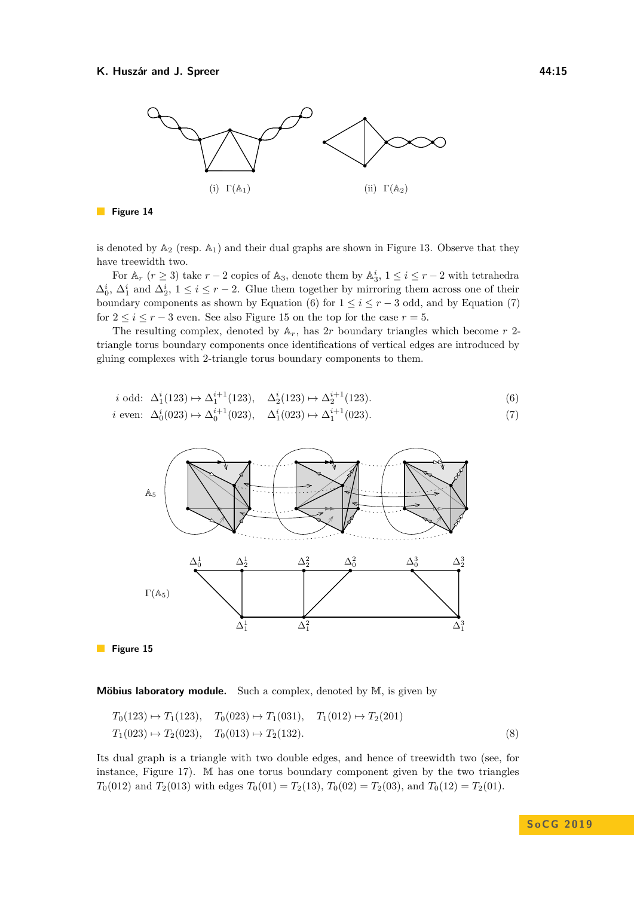(i) $\Gamma(\mathbb{A}_1)$ (ii) $\Gamma(\mathbb{A}_2)$

**Figure 14**

is denoted by $\mathbb{A}_2$ (resp. $\mathbb{A}_1$) and their dual graphs are shown in Figure 13. Observe that they have treewidth two.

For $\mathbb{A}_r$ ($r \geq 3$) take $r-2$ copies of $\mathbb{A}_3$, denote them by $\mathbb{A}_3^i$, $1 \leq i \leq r-2$ with tetrahedra $\Delta_0^i$, $\Delta_1^i$ and $\Delta_2^i$, $1 \leq i \leq r-2$. Glue them together by mirroring them across one of their boundary components as shown by Equation (6) for $1 \leq i \leq r-3$ odd, and by Equation (7) for $2 \leq i \leq r-3$ even. See also Figure 15 on the top for the case $r = 5$.

The resulting complex, denoted by $\mathbb{A}_r$, has $2r$ boundary triangles which become $r$ 2-triangle torus boundary components once identifications of vertical edges are introduced by gluing complexes with 2-triangle torus boundary components to them.

$$i \text{ odd:}\quad \Delta_1^i(123) \mapsto \Delta_1^{i+1}(123), \quad \Delta_2^i(123) \mapsto \Delta_2^{i+1}(123). \tag{6}$$

$$i \text{ even:}\quad \Delta_0^i(023) \mapsto \Delta_0^{i+1}(023), \quad \Delta_1^i(023) \mapsto \Delta_1^{i+1}(023). \tag{7}$$

$\mathbb{A}_5$

$\Gamma(\mathbb{A}_5)$

**Figure 15**

**Möbius laboratory module.** Such a complex, denoted by $\mathbb{M}$, is given by

$$\begin{aligned}
&T_0(123) \mapsto T_1(123), \quad T_0(023) \mapsto T_1(031), \quad T_1(012) \mapsto T_2(201) \\
&T_1(023) \mapsto T_2(023), \quad T_0(013) \mapsto T_2(132).
\end{aligned} \tag{8}$$

Its dual graph is a triangle with two double edges, and hence of treewidth two (see, for instance, Figure 17). $\mathbb{M}$ has one torus boundary component given by the two triangles $T_0(012)$ and $T_2(013)$ with edges $T_0(01) = T_2(13)$, $T_0(02) = T_2(03)$, and $T_0(12) = T_2(01)$.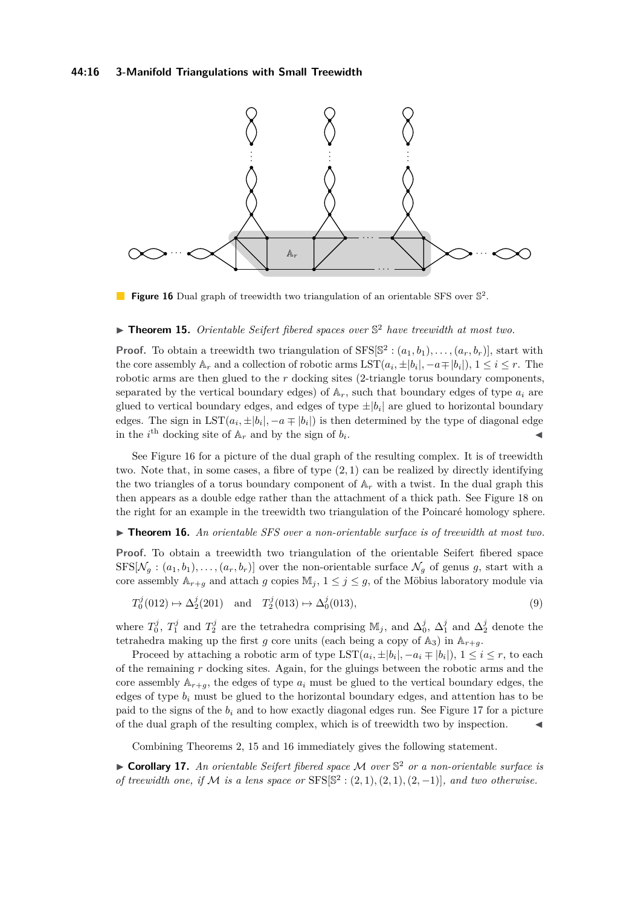**Figure 16** Dual graph of treewidth two triangulation of an orientable SFS over $\mathbb{S}^2$.

▶ **Theorem 15.** *Orientable Seifert fibered spaces over $\mathbb{S}^2$ have treewidth at most two.*

**Proof.** To obtain a treewidth two triangulation of $\mathrm{SFS}[\mathbb{S}^2 : (a_1, b_1), \ldots, (a_r, b_r)]$, start with the core assembly $\mathbb{A}_r$ and a collection of robotic arms $\mathrm{LST}(a_i, \pm|b_i|, -a \mp |b_i|)$, $1 \leq i \leq r$. The robotic arms are then glued to the $r$ docking sites (2-triangle torus boundary components, separated by the vertical boundary edges) of $\mathbb{A}_r$, such that boundary edges of type $a_i$ are glued to vertical boundary edges, and edges of type $\pm|b_i|$ are glued to horizontal boundary edges. The sign in $\mathrm{LST}(a_i, \pm|b_i|, -a \mp |b_i|)$ is then determined by the type of diagonal edge in the $i^{\text{th}}$ docking site of $\mathbb{A}_r$ and by the sign of $b_i$. ◀

See Figure 16 for a picture of the dual graph of the resulting complex. It is of treewidth two. Note that, in some cases, a fibre of type $(2, 1)$ can be realized by directly identifying the two triangles of a torus boundary component of $\mathbb{A}_r$ with a twist. In the dual graph this then appears as a double edge rather than the attachment of a thick path. See Figure 18 on the right for an example in the treewidth two triangulation of the Poincaré homology sphere.

▶ **Theorem 16.** *An orientable SFS over a non-orientable surface is of treewidth at most two.*

**Proof.** To obtain a treewidth two triangulation of the orientable Seifert fibered space $\mathrm{SFS}[\mathcal{N}_g : (a_1, b_1), \ldots, (a_r, b_r)]$ over the non-orientable surface $\mathcal{N}_g$ of genus $g$, start with a core assembly $\mathbb{A}_{r+g}$ and attach $g$ copies $\mathbb{M}_j$, $1 \leq j \leq g$, of the Möbius laboratory module via

$$T_0^j(012) \mapsto \Delta_2^j(201) \quad \text{and} \quad T_2^j(013) \mapsto \Delta_0^j(013), \tag{9}$$

where $T_0^j$, $T_1^j$ and $T_2^j$ are the tetrahedra comprising $\mathbb{M}_j$, and $\Delta_0^j$, $\Delta_1^j$ and $\Delta_2^j$ denote the tetrahedra making up the first $g$ core units (each being a copy of $\mathbb{A}_3$) in $\mathbb{A}_{r+g}$.

Proceed by attaching a robotic arm of type $\mathrm{LST}(a_i, \pm|b_i|, -a_i \mp |b_i|)$, $1 \leq i \leq r$, to each of the remaining $r$ docking sites. Again, for the gluings between the robotic arms and the core assembly $\mathbb{A}_{r+g}$, the edges of type $a_i$ must be glued to the vertical boundary edges, the edges of type $b_i$ must be glued to the horizontal boundary edges, and attention has to be paid to the signs of the $b_i$ and to how exactly diagonal edges run. See Figure 17 for a picture of the dual graph of the resulting complex, which is of treewidth two by inspection. ◀

Combining Theorems 2, 15 and 16 immediately gives the following statement.

▶ **Corollary 17.** *An orientable Seifert fibered space $\mathcal{M}$ over $\mathbb{S}^2$ or a non-orientable surface is of treewidth one, if $\mathcal{M}$ is a lens space or $\mathrm{SFS}[\mathbb{S}^2 : (2, 1), (2, 1), (2, -1)]$, and two otherwise.*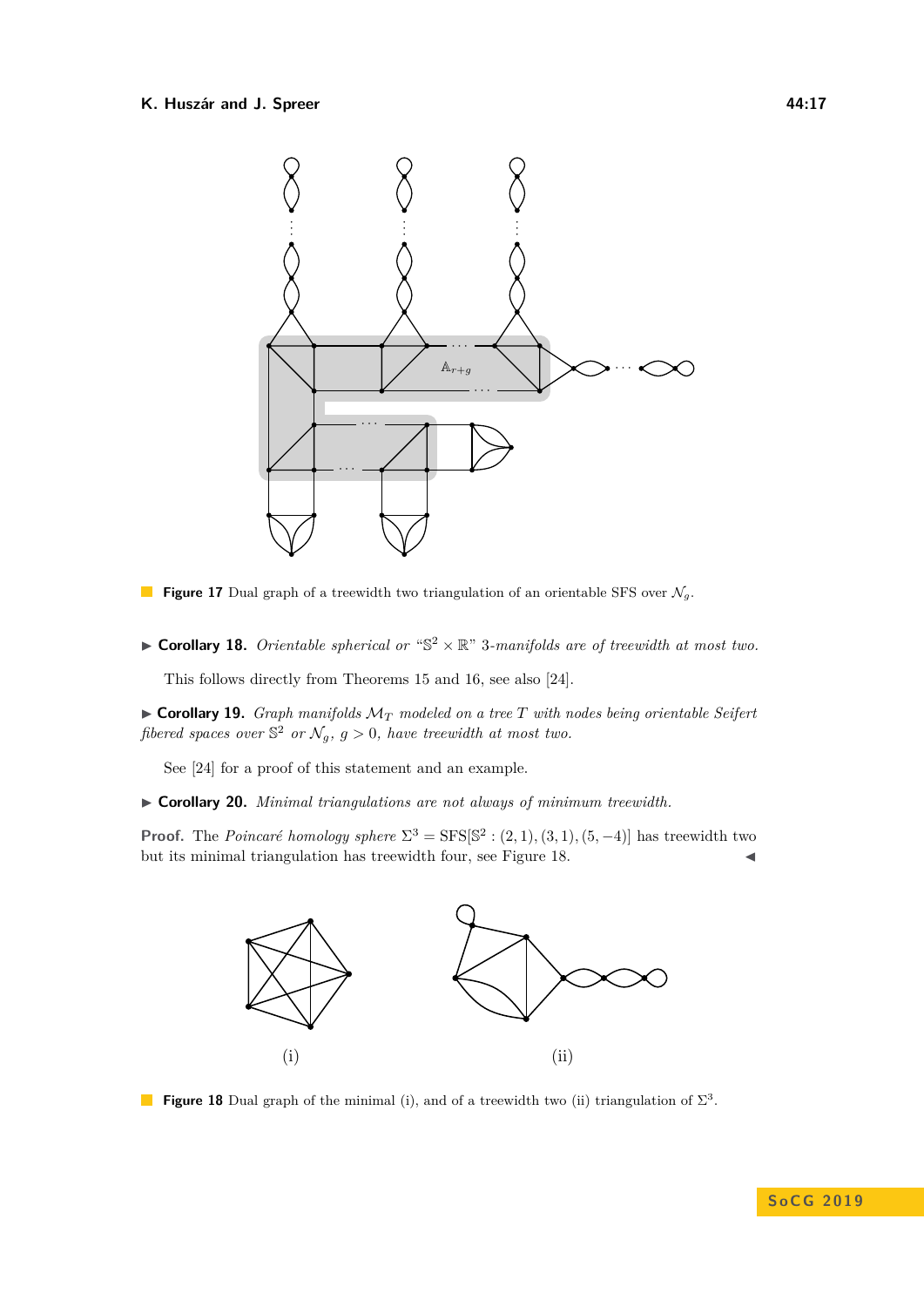**Figure 17** Dual graph of a treewidth two triangulation of an orientable SFS over $\mathcal{N}_g$.

▶ **Corollary 18.** *Orientable spherical or "$\mathbb{S}^2 \times \mathbb{R}$" 3-manifolds are of treewidth at most two.*

This follows directly from Theorems 15 and 16, see also [24].

▶ **Corollary 19.** *Graph manifolds $\mathcal{M}_T$ modeled on a tree $T$ with nodes being orientable Seifert fibered spaces over $\mathbb{S}^2$ or $\mathcal{N}_g$, $g > 0$, have treewidth at most two.*

See [24] for a proof of this statement and an example.

▶ **Corollary 20.** *Minimal triangulations are not always of minimum treewidth.*

**Proof.** The *Poincaré homology sphere* $\Sigma^3 = \mathrm{SFS}[\mathbb{S}^2 : (2,1),(3,1),(5,-4)]$ has treewidth two but its minimal triangulation has treewidth four, see Figure 18. ◀

(i) (ii)

**Figure 18** Dual graph of the minimal (i), and of a treewidth two (ii) triangulation of $\Sigma^3$.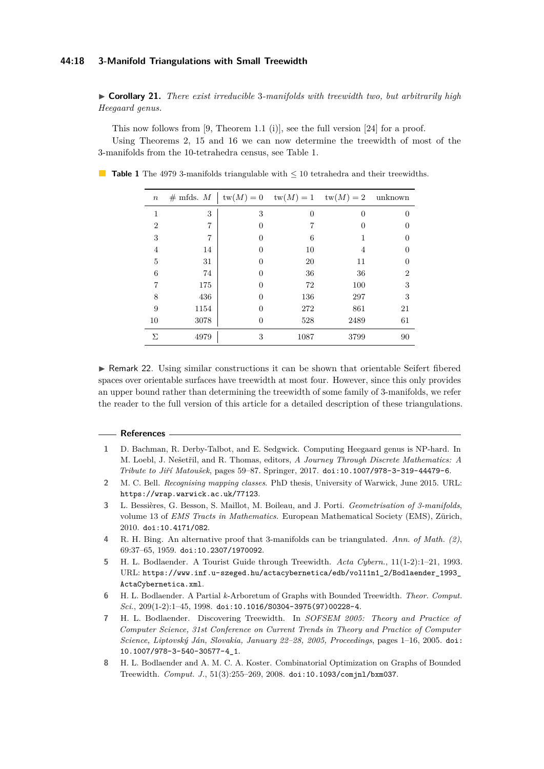▶ **Corollary 21.** *There exist irreducible* 3*-manifolds with treewidth two, but arbitrarily high Heegaard genus.*

This now follows from [9, Theorem 1.1 (i)], see the full version [24] for a proof.

Using Theorems 2, 15 and 16 we can now determine the treewidth of most of the 3-manifolds from the 10-tetrahedra census, see Table 1.

**Table 1** The 4979 3-manifolds triangulable with $\leq 10$ tetrahedra and their treewidths.

| $n$ | # mfds. $M$ | $\mathrm{tw}(M) = 0$ | $\mathrm{tw}(M) = 1$ | $\mathrm{tw}(M) = 2$ | unknown |
|---|---|---|---|---|---|
| 1 | 3 | 3 | 0 | 0 | 0 |
| 2 | 7 | 0 | 7 | 0 | 0 |
| 3 | 7 | 0 | 6 | 1 | 0 |
| 4 | 14 | 0 | 10 | 4 | 0 |
| 5 | 31 | 0 | 20 | 11 | 0 |
| 6 | 74 | 0 | 36 | 36 | 2 |
| 7 | 175 | 0 | 72 | 100 | 3 |
| 8 | 436 | 0 | 136 | 297 | 3 |
| 9 | 1154 | 0 | 272 | 861 | 21 |
| 10 | 3078 | 0 | 528 | 2489 | 61 |
| $\Sigma$ | 4979 | 3 | 1087 | 3799 | 90 |

▶ Remark 22. Using similar constructions it can be shown that orientable Seifert fibered spaces over orientable surfaces have treewidth at most four. However, since this only provides an upper bound rather than determining the treewidth of some family of 3-manifolds, we refer the reader to the full version of this article for a detailed description of these triangulations.

## References

1. D. Bachman, R. Derby-Talbot, and E. Sedgwick. Computing Heegaard genus is NP-hard. In M. Loebl, J. Nešetřil, and R. Thomas, editors, *A Journey Through Discrete Mathematics: A Tribute to Jiří Matoušek*, pages 59–87. Springer, 2017. doi:10.1007/978-3-319-44479-6.
2. M. C. Bell. *Recognising mapping classes*. PhD thesis, University of Warwick, June 2015. URL: https://wrap.warwick.ac.uk/77123.
3. L. Bessières, G. Besson, S. Maillot, M. Boileau, and J. Porti. *Geometrisation of 3-manifolds*, volume 13 of *EMS Tracts in Mathematics*. European Mathematical Society (EMS), Zürich, 2010. doi:10.4171/082.
4. R. H. Bing. An alternative proof that 3-manifolds can be triangulated. *Ann. of Math. (2)*, 69:37–65, 1959. doi:10.2307/1970092.
5. H. L. Bodlaender. A Tourist Guide through Treewidth. *Acta Cybern.*, 11(1-2):1–21, 1993. URL: https://www.inf.u-szeged.hu/actacybernetica/edb/vol11n1_2/Bodlaender_1993_ActaCybernetica.xml.
6. H. L. Bodlaender. A Partial $k$-Arboretum of Graphs with Bounded Treewidth. *Theor. Comput. Sci.*, 209(1-2):1–45, 1998. doi:10.1016/S0304-3975(97)00228-4.
7. H. L. Bodlaender. Discovering Treewidth. In *SOFSEM 2005: Theory and Practice of Computer Science, 31st Conference on Current Trends in Theory and Practice of Computer Science, Liptovský Ján, Slovakia, January 22–28, 2005, Proceedings*, pages 1–16, 2005. doi:10.1007/978-3-540-30577-4_1.
8. H. L. Bodlaender and A. M. C. A. Koster. Combinatorial Optimization on Graphs of Bounded Treewidth. *Comput. J.*, 51(3):255–269, 2008. doi:10.1093/comjnl/bxm037.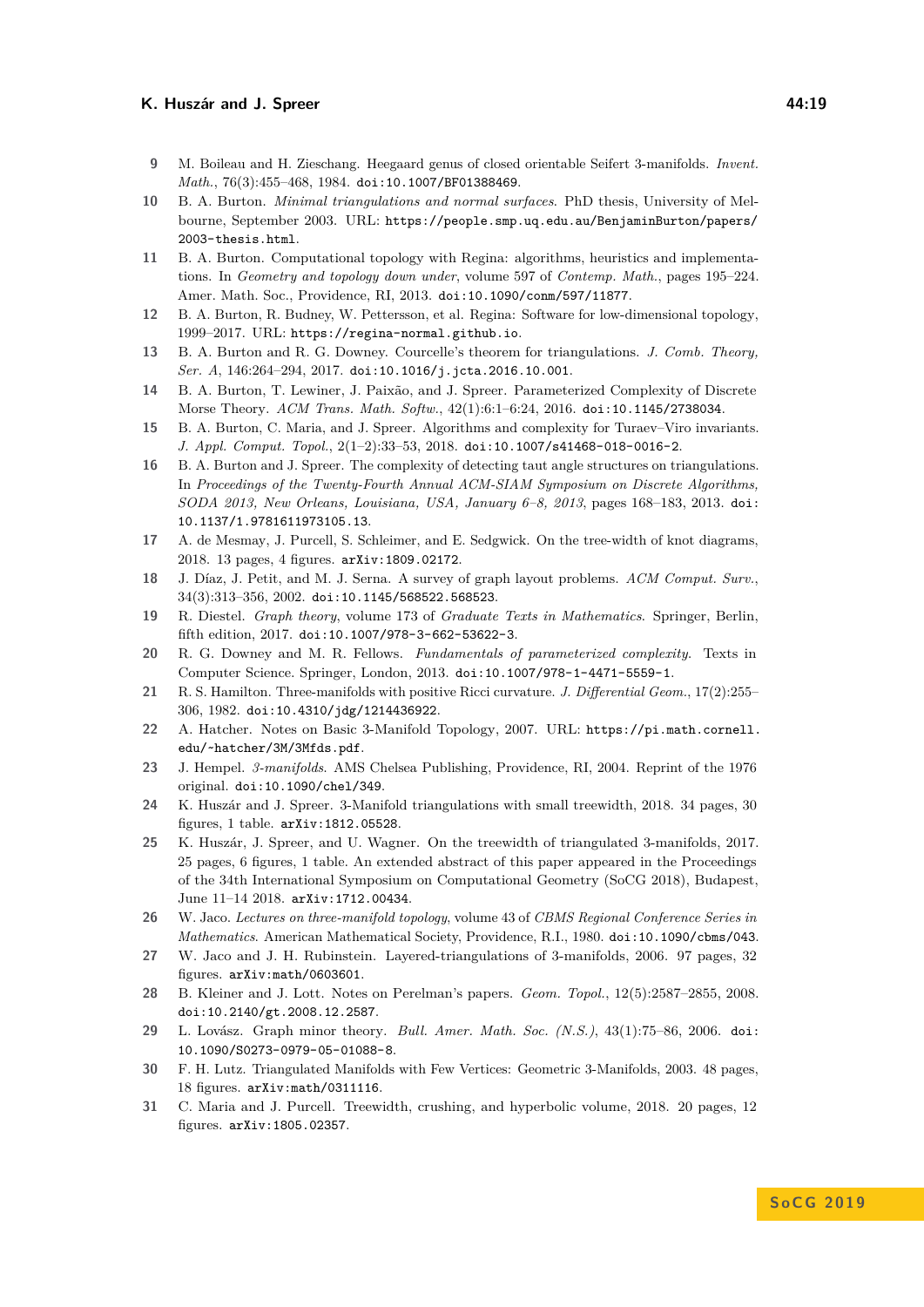9. M. Boileau and H. Zieschang. Heegaard genus of closed orientable Seifert 3-manifolds. *Invent. Math.*, 76(3):455–468, 1984. doi:10.1007/BF01388469.
10. B. A. Burton. *Minimal triangulations and normal surfaces*. PhD thesis, University of Melbourne, September 2003. URL: https://people.smp.uq.edu.au/BenjaminBurton/papers/2003-thesis.html.
11. B. A. Burton. Computational topology with Regina: algorithms, heuristics and implementations. In *Geometry and topology down under*, volume 597 of *Contemp. Math.*, pages 195–224. Amer. Math. Soc., Providence, RI, 2013. doi:10.1090/conm/597/11877.
12. B. A. Burton, R. Budney, W. Pettersson, et al. Regina: Software for low-dimensional topology, 1999–2017. URL: https://regina-normal.github.io.
13. B. A. Burton and R. G. Downey. Courcelle's theorem for triangulations. *J. Comb. Theory, Ser. A*, 146:264–294, 2017. doi:10.1016/j.jcta.2016.10.001.
14. B. A. Burton, T. Lewiner, J. Paixão, and J. Spreer. Parameterized Complexity of Discrete Morse Theory. *ACM Trans. Math. Softw.*, 42(1):6:1–6:24, 2016. doi:10.1145/2738034.
15. B. A. Burton, C. Maria, and J. Spreer. Algorithms and complexity for Turaev–Viro invariants. *J. Appl. Comput. Topol.*, 2(1–2):33–53, 2018. doi:10.1007/s41468-018-0016-2.
16. B. A. Burton and J. Spreer. The complexity of detecting taut angle structures on triangulations. In *Proceedings of the Twenty-Fourth Annual ACM-SIAM Symposium on Discrete Algorithms, SODA 2013, New Orleans, Louisiana, USA, January 6–8, 2013*, pages 168–183, 2013. doi:10.1137/1.9781611973105.13.
17. A. de Mesmay, J. Purcell, S. Schleimer, and E. Sedgwick. On the tree-width of knot diagrams, 2018. 13 pages, 4 figures. arXiv:1809.02172.
18. J. Díaz, J. Petit, and M. J. Serna. A survey of graph layout problems. *ACM Comput. Surv.*, 34(3):313–356, 2002. doi:10.1145/568522.568523.
19. R. Diestel. *Graph theory*, volume 173 of *Graduate Texts in Mathematics*. Springer, Berlin, fifth edition, 2017. doi:10.1007/978-3-662-53622-3.
20. R. G. Downey and M. R. Fellows. *Fundamentals of parameterized complexity*. Texts in Computer Science. Springer, London, 2013. doi:10.1007/978-1-4471-5559-1.
21. R. S. Hamilton. Three-manifolds with positive Ricci curvature. *J. Differential Geom.*, 17(2):255–306, 1982. doi:10.4310/jdg/1214436922.
22. A. Hatcher. Notes on Basic 3-Manifold Topology, 2007. URL: https://pi.math.cornell.edu/~hatcher/3M/3Mfds.pdf.
23. J. Hempel. *3-manifolds*. AMS Chelsea Publishing, Providence, RI, 2004. Reprint of the 1976 original. doi:10.1090/chel/349.
24. K. Huszár and J. Spreer. 3-Manifold triangulations with small treewidth, 2018. 34 pages, 30 figures, 1 table. arXiv:1812.05528.
25. K. Huszár, J. Spreer, and U. Wagner. On the treewidth of triangulated 3-manifolds, 2017. 25 pages, 6 figures, 1 table. An extended abstract of this paper appeared in the Proceedings of the 34th International Symposium on Computational Geometry (SoCG 2018), Budapest, June 11–14 2018. arXiv:1712.00434.
26. W. Jaco. *Lectures on three-manifold topology*, volume 43 of *CBMS Regional Conference Series in Mathematics*. American Mathematical Society, Providence, R.I., 1980. doi:10.1090/cbms/043.
27. W. Jaco and J. H. Rubinstein. Layered-triangulations of 3-manifolds, 2006. 97 pages, 32 figures. arXiv:math/0603601.
28. B. Kleiner and J. Lott. Notes on Perelman's papers. *Geom. Topol.*, 12(5):2587–2855, 2008. doi:10.2140/gt.2008.12.2587.
29. L. Lovász. Graph minor theory. *Bull. Amer. Math. Soc. (N.S.)*, 43(1):75–86, 2006. doi:10.1090/S0273-0979-05-01088-8.
30. F. H. Lutz. Triangulated Manifolds with Few Vertices: Geometric 3-Manifolds, 2003. 48 pages, 18 figures. arXiv:math/0311116.
31. C. Maria and J. Purcell. Treewidth, crushing, and hyperbolic volume, 2018. 20 pages, 12 figures. arXiv:1805.02357.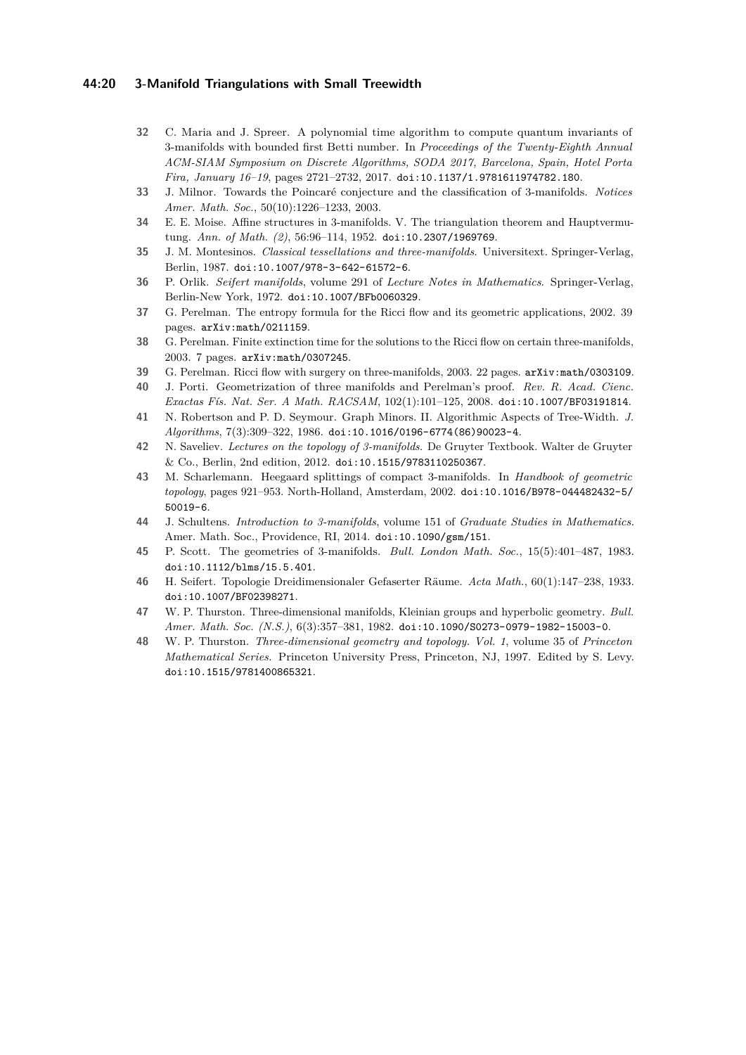32 C. Maria and J. Spreer. A polynomial time algorithm to compute quantum invariants of 3-manifolds with bounded first Betti number. In *Proceedings of the Twenty-Eighth Annual ACM-SIAM Symposium on Discrete Algorithms, SODA 2017, Barcelona, Spain, Hotel Porta Fira, January 16–19*, pages 2721–2732, 2017. doi:10.1137/1.9781611974782.180.

33 J. Milnor. Towards the Poincaré conjecture and the classification of 3-manifolds. *Notices Amer. Math. Soc.*, 50(10):1226–1233, 2003.

34 E. E. Moise. Affine structures in 3-manifolds. V. The triangulation theorem and Hauptvermutung. *Ann. of Math. (2)*, 56:96–114, 1952. doi:10.2307/1969769.

35 J. M. Montesinos. *Classical tessellations and three-manifolds*. Universitext. Springer-Verlag, Berlin, 1987. doi:10.1007/978-3-642-61572-6.

36 P. Orlik. *Seifert manifolds*, volume 291 of *Lecture Notes in Mathematics*. Springer-Verlag, Berlin-New York, 1972. doi:10.1007/BFb0060329.

37 G. Perelman. The entropy formula for the Ricci flow and its geometric applications, 2002. 39 pages. arXiv:math/0211159.

38 G. Perelman. Finite extinction time for the solutions to the Ricci flow on certain three-manifolds, 2003. 7 pages. arXiv:math/0307245.

39 G. Perelman. Ricci flow with surgery on three-manifolds, 2003. 22 pages. arXiv:math/0303109.

40 J. Porti. Geometrization of three manifolds and Perelman's proof. *Rev. R. Acad. Cienc. Exactas Fís. Nat. Ser. A Math. RACSAM*, 102(1):101–125, 2008. doi:10.1007/BF03191814.

41 N. Robertson and P. D. Seymour. Graph Minors. II. Algorithmic Aspects of Tree-Width. *J. Algorithms*, 7(3):309–322, 1986. doi:10.1016/0196-6774(86)90023-4.

42 N. Saveliev. *Lectures on the topology of 3-manifolds*. De Gruyter Textbook. Walter de Gruyter & Co., Berlin, 2nd edition, 2012. doi:10.1515/9783110250367.

43 M. Scharlemann. Heegaard splittings of compact 3-manifolds. In *Handbook of geometric topology*, pages 921–953. North-Holland, Amsterdam, 2002. doi:10.1016/B978-044482432-5/50019-6.

44 J. Schultens. *Introduction to 3-manifolds*, volume 151 of *Graduate Studies in Mathematics*. Amer. Math. Soc., Providence, RI, 2014. doi:10.1090/gsm/151.

45 P. Scott. The geometries of 3-manifolds. *Bull. London Math. Soc.*, 15(5):401–487, 1983. doi:10.1112/blms/15.5.401.

46 H. Seifert. Topologie Dreidimensionaler Gefaserter Räume. *Acta Math.*, 60(1):147–238, 1933. doi:10.1007/BF02398271.

47 W. P. Thurston. Three-dimensional manifolds, Kleinian groups and hyperbolic geometry. *Bull. Amer. Math. Soc. (N.S.)*, 6(3):357–381, 1982. doi:10.1090/S0273-0979-1982-15003-0.

48 W. P. Thurston. *Three-dimensional geometry and topology. Vol. 1*, volume 35 of *Princeton Mathematical Series*. Princeton University Press, Princeton, NJ, 1997. Edited by S. Levy. doi:10.1515/9781400865321.